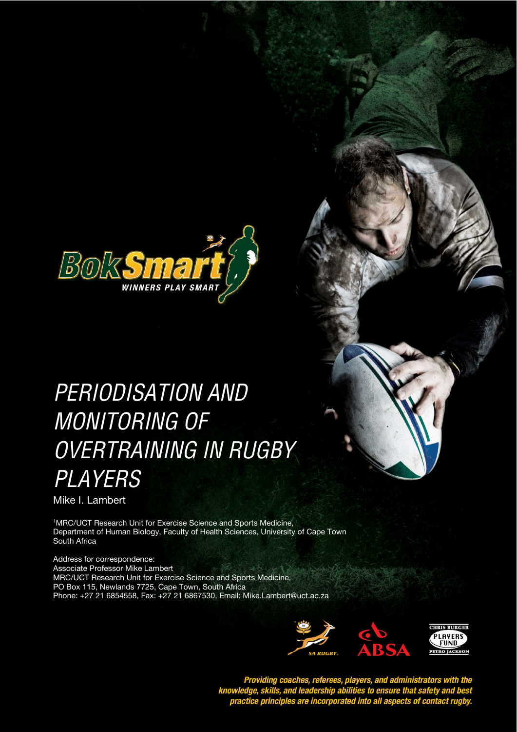# PERIODISATION AND MONITORING OF OVERTRAINING IN RUGBY PLAYERS

Mike I. Lambert

[1]MRC/UCT Research Unit for Exercise Science and Sports Medicine, Department of Human Biology, Faculty of Health Sciences, University of Cape Town South Africa

Address for correspondence:
Associate Professor Mike Lambert
MRC/UCT Research Unit for Exercise Science and Sports Medicine,
PO Box 115, Newlands 7725, Cape Town, South Africa
Phone: +27 21 6854558, Fax: +27 21 6867530, Email: Mike.Lambert@uct.ac.za

*Providing coaches, referees, players, and administrators with the knowledge, skills, and leadership abilities to ensure that safety and best practice principles are incorporated into all aspects of contact rugby.*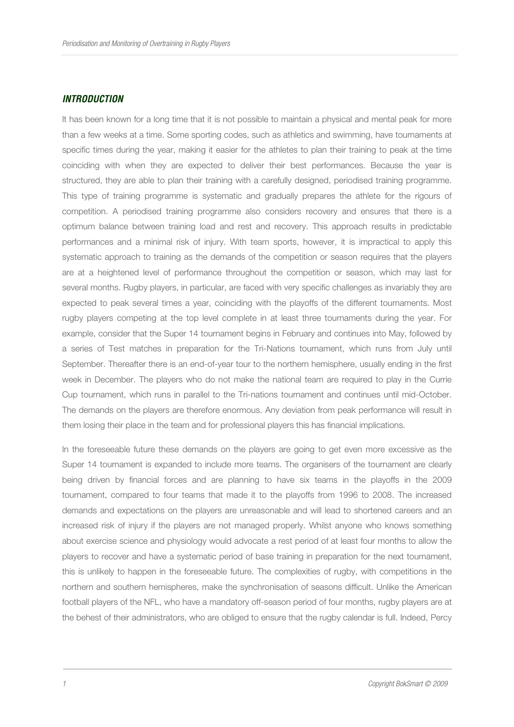## *INTRODUCTION*

It has been known for a long time that it is not possible to maintain a physical and mental peak for more than a few weeks at a time. Some sporting codes, such as athletics and swimming, have tournaments at specific times during the year, making it easier for the athletes to plan their training to peak at the time coinciding with when they are expected to deliver their best performances. Because the year is structured, they are able to plan their training with a carefully designed, periodised training programme. This type of training programme is systematic and gradually prepares the athlete for the rigours of competition. A periodised training programme also considers recovery and ensures that there is a optimum balance between training load and rest and recovery. This approach results in predictable performances and a minimal risk of injury. With team sports, however, it is impractical to apply this systematic approach to training as the demands of the competition or season requires that the players are at a heightened level of performance throughout the competition or season, which may last for several months. Rugby players, in particular, are faced with very specific challenges as invariably they are expected to peak several times a year, coinciding with the playoffs of the different tournaments. Most rugby players competing at the top level complete in at least three tournaments during the year. For example, consider that the Super 14 tournament begins in February and continues into May, followed by a series of Test matches in preparation for the Tri-Nations tournament, which runs from July until September. Thereafter there is an end-of-year tour to the northern hemisphere, usually ending in the first week in December. The players who do not make the national team are required to play in the Currie Cup tournament, which runs in parallel to the Tri-nations tournament and continues until mid-October. The demands on the players are therefore enormous. Any deviation from peak performance will result in them losing their place in the team and for professional players this has financial implications.

In the foreseeable future these demands on the players are going to get even more excessive as the Super 14 tournament is expanded to include more teams. The organisers of the tournament are clearly being driven by financial forces and are planning to have six teams in the playoffs in the 2009 tournament, compared to four teams that made it to the playoffs from 1996 to 2008. The increased demands and expectations on the players are unreasonable and will lead to shortened careers and an increased risk of injury if the players are not managed properly. Whilst anyone who knows something about exercise science and physiology would advocate a rest period of at least four months to allow the players to recover and have a systematic period of base training in preparation for the next tournament, this is unlikely to happen in the foreseeable future. The complexities of rugby, with competitions in the northern and southern hemispheres, make the synchronisation of seasons difficult. Unlike the American football players of the NFL, who have a mandatory off-season period of four months, rugby players are at the behest of their administrators, who are obliged to ensure that the rugby calendar is full. Indeed, Percy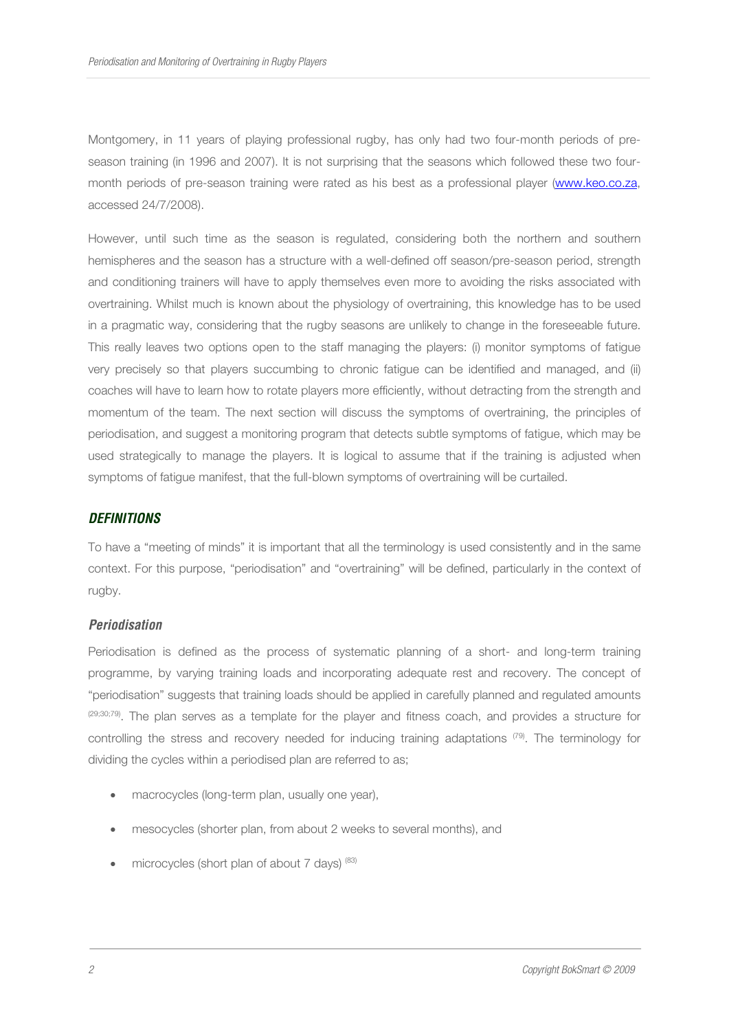Montgomery, in 11 years of playing professional rugby, has only had two four-month periods of pre-season training (in 1996 and 2007). It is not surprising that the seasons which followed these two four-month periods of pre-season training were rated as his best as a professional player (www.keo.co.za, accessed 24/7/2008).

However, until such time as the season is regulated, considering both the northern and southern hemispheres and the season has a structure with a well-defined off season/pre-season period, strength and conditioning trainers will have to apply themselves even more to avoiding the risks associated with overtraining. Whilst much is known about the physiology of overtraining, this knowledge has to be used in a pragmatic way, considering that the rugby seasons are unlikely to change in the foreseeable future. This really leaves two options open to the staff managing the players: (i) monitor symptoms of fatigue very precisely so that players succumbing to chronic fatigue can be identified and managed, and (ii) coaches will have to learn how to rotate players more efficiently, without detracting from the strength and momentum of the team. The next section will discuss the symptoms of overtraining, the principles of periodisation, and suggest a monitoring program that detects subtle symptoms of fatigue, which may be used strategically to manage the players. It is logical to assume that if the training is adjusted when symptoms of fatigue manifest, that the full-blown symptoms of overtraining will be curtailed.

## *DEFINITIONS*

To have a "meeting of minds" it is important that all the terminology is used consistently and in the same context. For this purpose, "periodisation" and "overtraining" will be defined, particularly in the context of rugby.

### *Periodisation*

Periodisation is defined as the process of systematic planning of a short- and long-term training programme, by varying training loads and incorporating adequate rest and recovery. The concept of "periodisation" suggests that training loads should be applied in carefully planned and regulated amounts [29;30;79]. The plan serves as a template for the player and fitness coach, and provides a structure for controlling the stress and recovery needed for inducing training adaptations [79]. The terminology for dividing the cycles within a periodised plan are referred to as;

- macrocycles (long-term plan, usually one year),
- mesocycles (shorter plan, from about 2 weeks to several months), and
- microcycles (short plan of about 7 days) [83]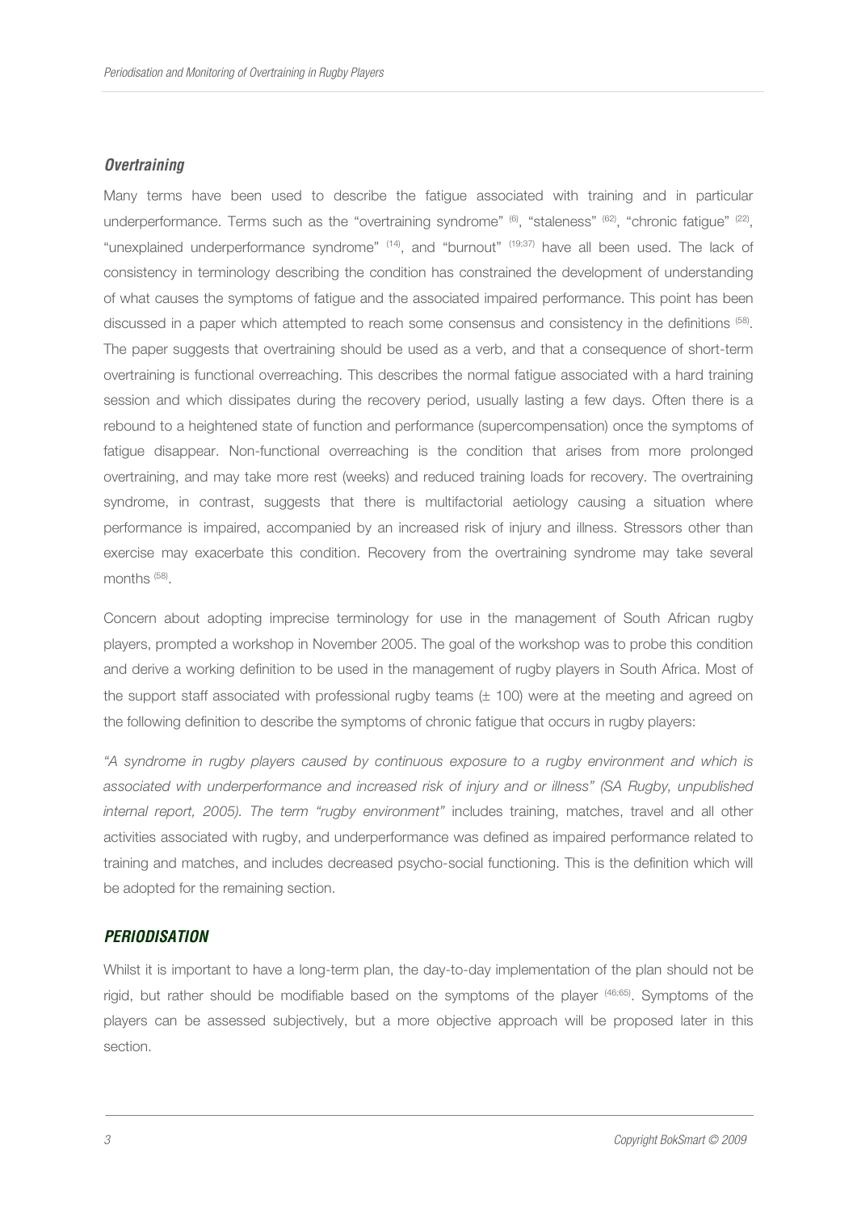### *Overtraining*

Many terms have been used to describe the fatigue associated with training and in particular underperformance. Terms such as the "overtraining syndrome" [6], "staleness" [62], "chronic fatigue" [22], "unexplained underperformance syndrome" [14], and "burnout" [19;37] have all been used. The lack of consistency in terminology describing the condition has constrained the development of understanding of what causes the symptoms of fatigue and the associated impaired performance. This point has been discussed in a paper which attempted to reach some consensus and consistency in the definitions [58]. The paper suggests that overtraining should be used as a verb, and that a consequence of short-term overtraining is functional overreaching. This describes the normal fatigue associated with a hard training session and which dissipates during the recovery period, usually lasting a few days. Often there is a rebound to a heightened state of function and performance (supercompensation) once the symptoms of fatigue disappear. Non-functional overreaching is the condition that arises from more prolonged overtraining, and may take more rest (weeks) and reduced training loads for recovery. The overtraining syndrome, in contrast, suggests that there is multifactorial aetiology causing a situation where performance is impaired, accompanied by an increased risk of injury and illness. Stressors other than exercise may exacerbate this condition. Recovery from the overtraining syndrome may take several months [58].

Concern about adopting imprecise terminology for use in the management of South African rugby players, prompted a workshop in November 2005. The goal of the workshop was to probe this condition and derive a working definition to be used in the management of rugby players in South Africa. Most of the support staff associated with professional rugby teams (± 100) were at the meeting and agreed on the following definition to describe the symptoms of chronic fatigue that occurs in rugby players:

*"A syndrome in rugby players caused by continuous exposure to a rugby environment and which is associated with underperformance and increased risk of injury and or illness" (SA Rugby, unpublished internal report, 2005). The term "rugby environment"* includes training, matches, travel and all other activities associated with rugby, and underperformance was defined as impaired performance related to training and matches, and includes decreased psycho-social functioning. This is the definition which will be adopted for the remaining section.

## *PERIODISATION*

Whilst it is important to have a long-term plan, the day-to-day implementation of the plan should not be rigid, but rather should be modifiable based on the symptoms of the player [46;65]. Symptoms of the players can be assessed subjectively, but a more objective approach will be proposed later in this section.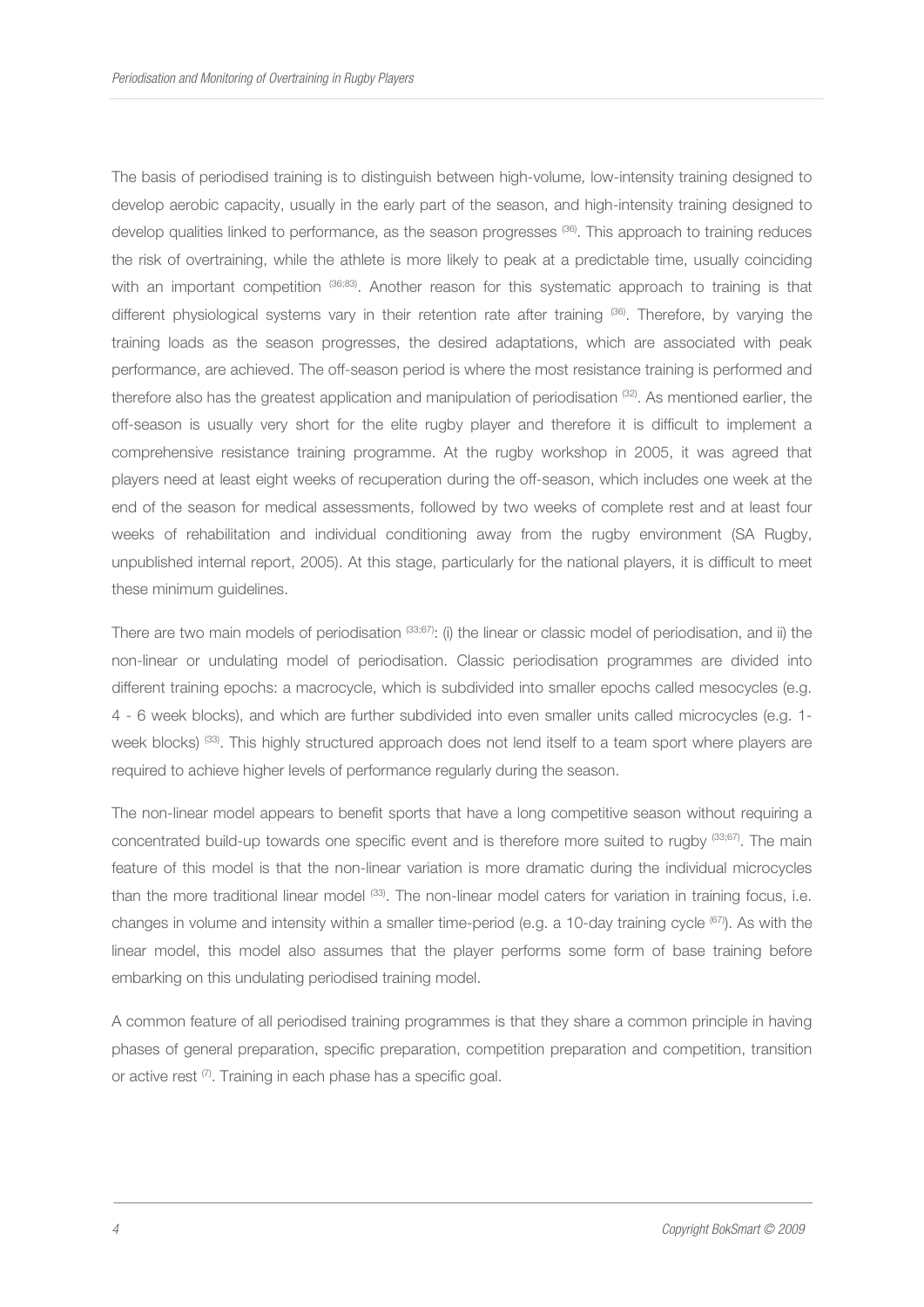The basis of periodised training is to distinguish between high-volume, low-intensity training designed to develop aerobic capacity, usually in the early part of the season, and high-intensity training designed to develop qualities linked to performance, as the season progresses [36]. This approach to training reduces the risk of overtraining, while the athlete is more likely to peak at a predictable time, usually coinciding with an important competition [36;83]. Another reason for this systematic approach to training is that different physiological systems vary in their retention rate after training [36]. Therefore, by varying the training loads as the season progresses, the desired adaptations, which are associated with peak performance, are achieved. The off-season period is where the most resistance training is performed and therefore also has the greatest application and manipulation of periodisation [32]. As mentioned earlier, the off-season is usually very short for the elite rugby player and therefore it is difficult to implement a comprehensive resistance training programme. At the rugby workshop in 2005, it was agreed that players need at least eight weeks of recuperation during the off-season, which includes one week at the end of the season for medical assessments, followed by two weeks of complete rest and at least four weeks of rehabilitation and individual conditioning away from the rugby environment (SA Rugby, unpublished internal report, 2005). At this stage, particularly for the national players, it is difficult to meet these minimum guidelines.

There are two main models of periodisation [33;67]: (i) the linear or classic model of periodisation, and ii) the non-linear or undulating model of periodisation. Classic periodisation programmes are divided into different training epochs: a macrocycle, which is subdivided into smaller epochs called mesocycles (e.g. 4 - 6 week blocks), and which are further subdivided into even smaller units called microcycles (e.g. 1-week blocks) [33]. This highly structured approach does not lend itself to a team sport where players are required to achieve higher levels of performance regularly during the season.

The non-linear model appears to benefit sports that have a long competitive season without requiring a concentrated build-up towards one specific event and is therefore more suited to rugby [33;67]. The main feature of this model is that the non-linear variation is more dramatic during the individual microcycles than the more traditional linear model [33]. The non-linear model caters for variation in training focus, i.e. changes in volume and intensity within a smaller time-period (e.g. a 10-day training cycle [67]). As with the linear model, this model also assumes that the player performs some form of base training before embarking on this undulating periodised training model.

A common feature of all periodised training programmes is that they share a common principle in having phases of general preparation, specific preparation, competition preparation and competition, transition or active rest [7]. Training in each phase has a specific goal.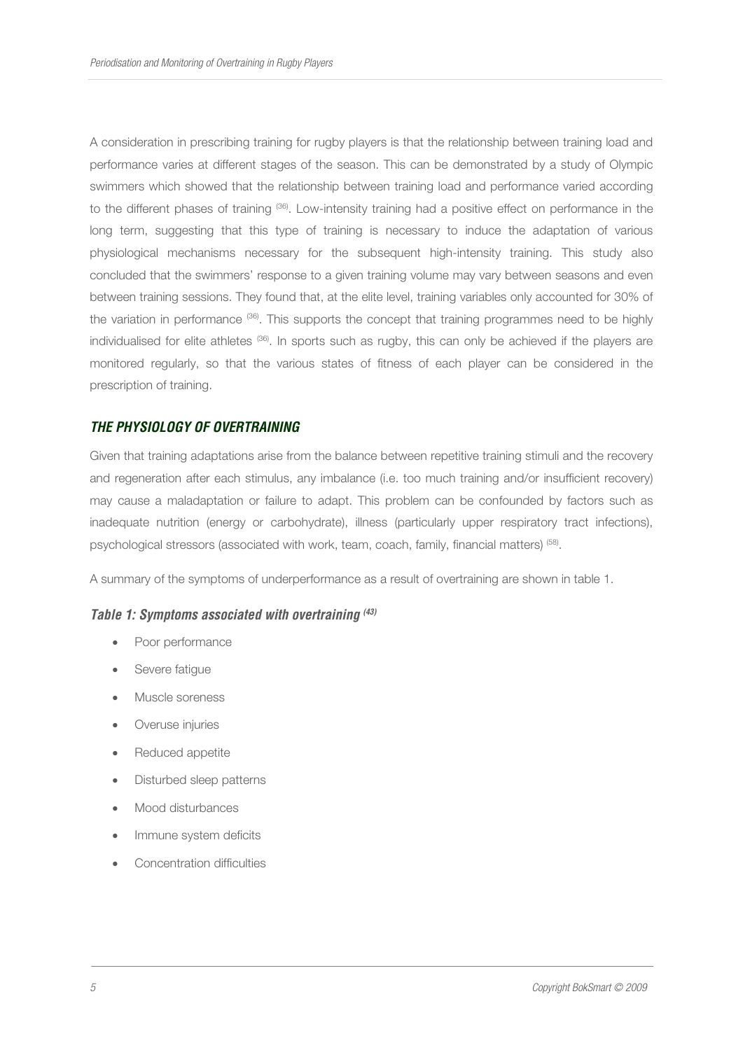A consideration in prescribing training for rugby players is that the relationship between training load and performance varies at different stages of the season. This can be demonstrated by a study of Olympic swimmers which showed that the relationship between training load and performance varied according to the different phases of training [36]. Low-intensity training had a positive effect on performance in the long term, suggesting that this type of training is necessary to induce the adaptation of various physiological mechanisms necessary for the subsequent high-intensity training. This study also concluded that the swimmers' response to a given training volume may vary between seasons and even between training sessions. They found that, at the elite level, training variables only accounted for 30% of the variation in performance [36]. This supports the concept that training programmes need to be highly individualised for elite athletes [36]. In sports such as rugby, this can only be achieved if the players are monitored regularly, so that the various states of fitness of each player can be considered in the prescription of training.

## THE PHYSIOLOGY OF OVERTRAINING

Given that training adaptations arise from the balance between repetitive training stimuli and the recovery and regeneration after each stimulus, any imbalance (i.e. too much training and/or insufficient recovery) may cause a maladaptation or failure to adapt. This problem can be confounded by factors such as inadequate nutrition (energy or carbohydrate), illness (particularly upper respiratory tract infections), psychological stressors (associated with work, team, coach, family, financial matters) [58].

A summary of the symptoms of underperformance as a result of overtraining are shown in table 1.

### *Table 1: Symptoms associated with overtraining [43]*

- Poor performance
- Severe fatigue
- Muscle soreness
- Overuse injuries
- Reduced appetite
- Disturbed sleep patterns
- Mood disturbances
- Immune system deficits
- Concentration difficulties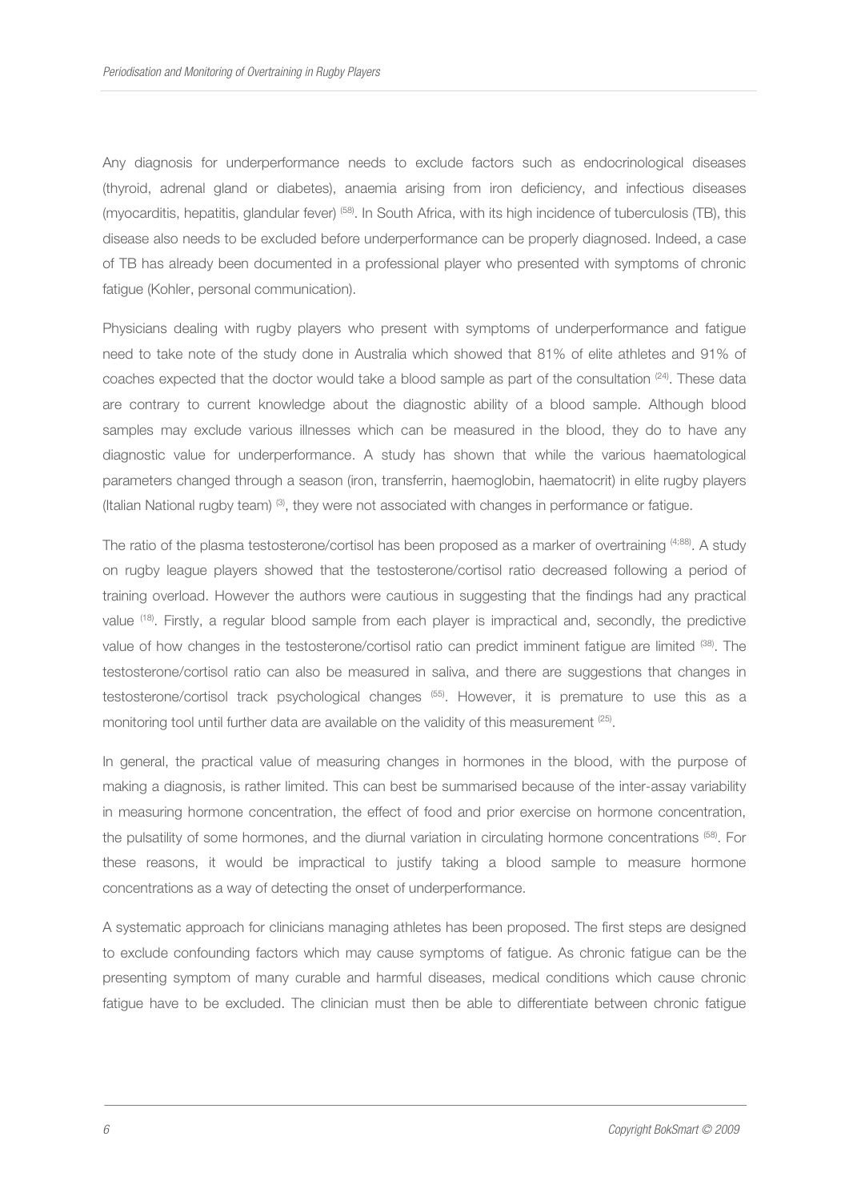Any diagnosis for underperformance needs to exclude factors such as endocrinological diseases (thyroid, adrenal gland or diabetes), anaemia arising from iron deficiency, and infectious diseases (myocarditis, hepatitis, glandular fever) [58]. In South Africa, with its high incidence of tuberculosis (TB), this disease also needs to be excluded before underperformance can be properly diagnosed. Indeed, a case of TB has already been documented in a professional player who presented with symptoms of chronic fatigue (Kohler, personal communication).

Physicians dealing with rugby players who present with symptoms of underperformance and fatigue need to take note of the study done in Australia which showed that 81% of elite athletes and 91% of coaches expected that the doctor would take a blood sample as part of the consultation [24]. These data are contrary to current knowledge about the diagnostic ability of a blood sample. Although blood samples may exclude various illnesses which can be measured in the blood, they do to have any diagnostic value for underperformance. A study has shown that while the various haematological parameters changed through a season (iron, transferrin, haemoglobin, haematocrit) in elite rugby players (Italian National rugby team) [3], they were not associated with changes in performance or fatigue.

The ratio of the plasma testosterone/cortisol has been proposed as a marker of overtraining [4;88]. A study on rugby league players showed that the testosterone/cortisol ratio decreased following a period of training overload. However the authors were cautious in suggesting that the findings had any practical value [18]. Firstly, a regular blood sample from each player is impractical and, secondly, the predictive value of how changes in the testosterone/cortisol ratio can predict imminent fatigue are limited [38]. The testosterone/cortisol ratio can also be measured in saliva, and there are suggestions that changes in testosterone/cortisol track psychological changes [55]. However, it is premature to use this as a monitoring tool until further data are available on the validity of this measurement [25].

In general, the practical value of measuring changes in hormones in the blood, with the purpose of making a diagnosis, is rather limited. This can best be summarised because of the inter-assay variability in measuring hormone concentration, the effect of food and prior exercise on hormone concentration, the pulsatility of some hormones, and the diurnal variation in circulating hormone concentrations [58]. For these reasons, it would be impractical to justify taking a blood sample to measure hormone concentrations as a way of detecting the onset of underperformance.

A systematic approach for clinicians managing athletes has been proposed. The first steps are designed to exclude confounding factors which may cause symptoms of fatigue. As chronic fatigue can be the presenting symptom of many curable and harmful diseases, medical conditions which cause chronic fatigue have to be excluded. The clinician must then be able to differentiate between chronic fatigue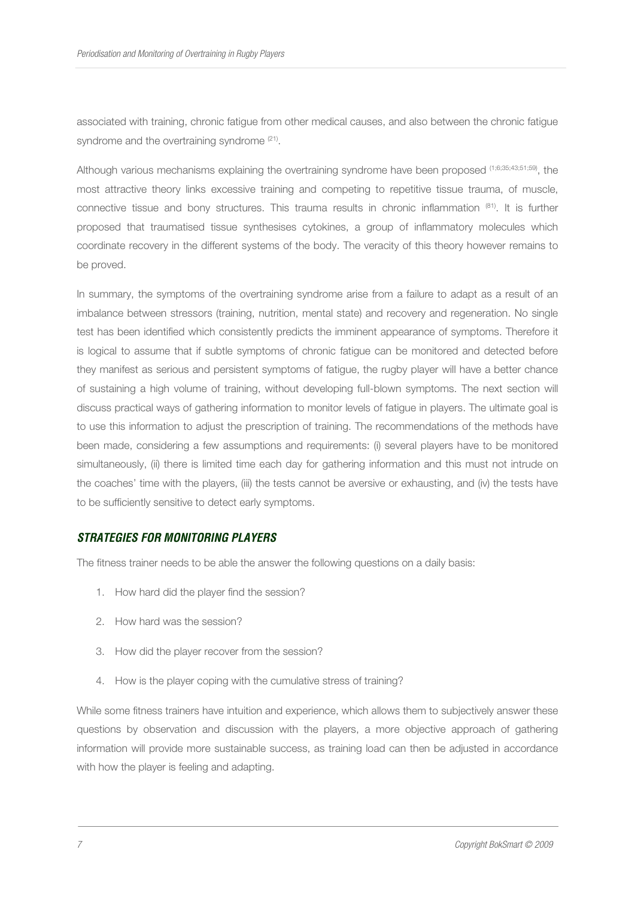associated with training, chronic fatigue from other medical causes, and also between the chronic fatigue syndrome and the overtraining syndrome [21].

Although various mechanisms explaining the overtraining syndrome have been proposed [1;6;35;43;51;59], the most attractive theory links excessive training and competing to repetitive tissue trauma, of muscle, connective tissue and bony structures. This trauma results in chronic inflammation [81]. It is further proposed that traumatised tissue synthesises cytokines, a group of inflammatory molecules which coordinate recovery in the different systems of the body. The veracity of this theory however remains to be proved.

In summary, the symptoms of the overtraining syndrome arise from a failure to adapt as a result of an imbalance between stressors (training, nutrition, mental state) and recovery and regeneration. No single test has been identified which consistently predicts the imminent appearance of symptoms. Therefore it is logical to assume that if subtle symptoms of chronic fatigue can be monitored and detected before they manifest as serious and persistent symptoms of fatigue, the rugby player will have a better chance of sustaining a high volume of training, without developing full-blown symptoms. The next section will discuss practical ways of gathering information to monitor levels of fatigue in players. The ultimate goal is to use this information to adjust the prescription of training. The recommendations of the methods have been made, considering a few assumptions and requirements: (i) several players have to be monitored simultaneously, (ii) there is limited time each day for gathering information and this must not intrude on the coaches' time with the players, (iii) the tests cannot be aversive or exhausting, and (iv) the tests have to be sufficiently sensitive to detect early symptoms.

## *STRATEGIES FOR MONITORING PLAYERS*

The fitness trainer needs to be able the answer the following questions on a daily basis:

1. How hard did the player find the session?
2. How hard was the session?
3. How did the player recover from the session?
4. How is the player coping with the cumulative stress of training?

While some fitness trainers have intuition and experience, which allows them to subjectively answer these questions by observation and discussion with the players, a more objective approach of gathering information will provide more sustainable success, as training load can then be adjusted in accordance with how the player is feeling and adapting.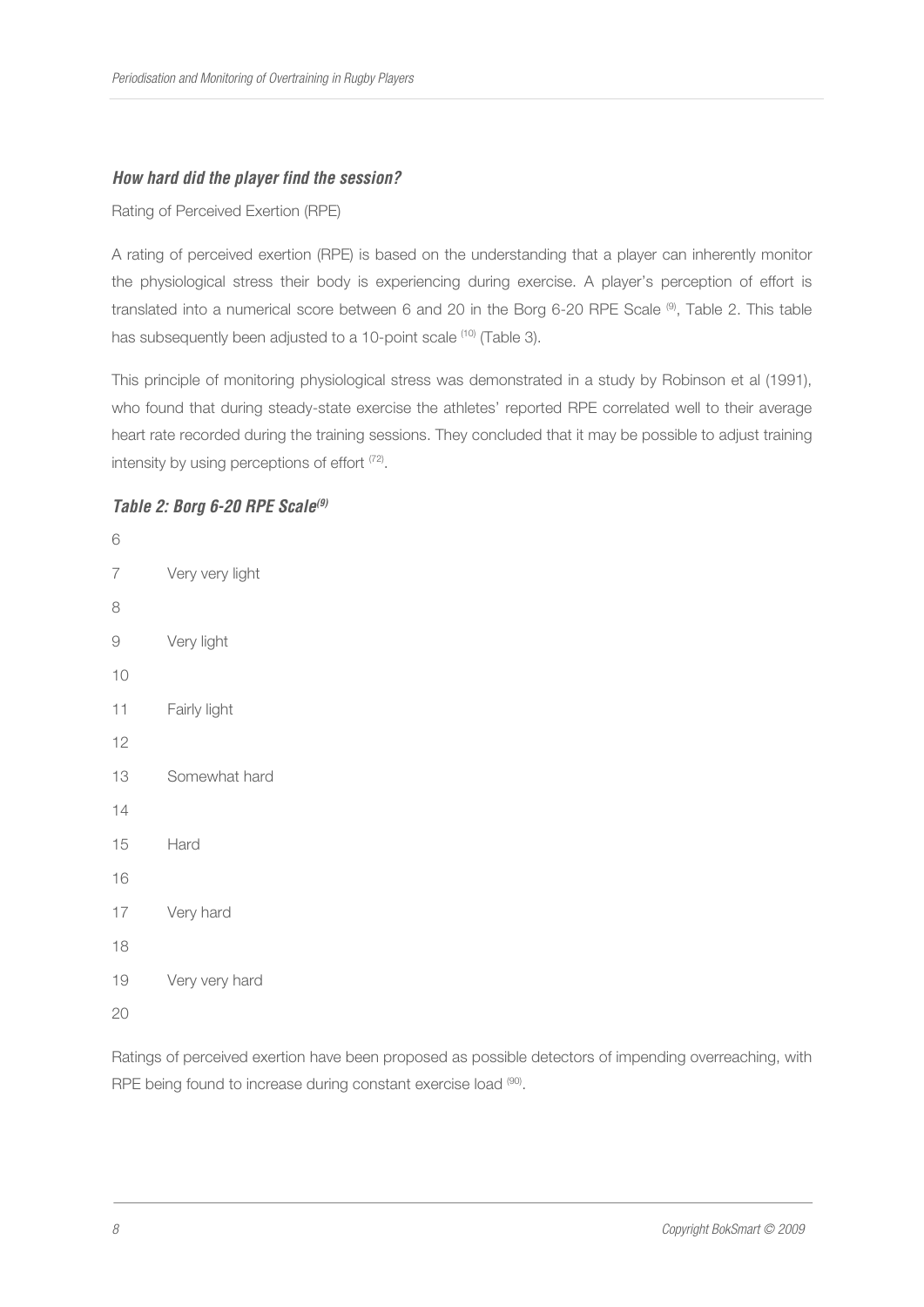### *How hard did the player find the session?*

Rating of Perceived Exertion (RPE)

A rating of perceived exertion (RPE) is based on the understanding that a player can inherently monitor the physiological stress their body is experiencing during exercise. A player's perception of effort is translated into a numerical score between 6 and 20 in the Borg 6-20 RPE Scale [9], Table 2. This table has subsequently been adjusted to a 10-point scale [10] (Table 3).

This principle of monitoring physiological stress was demonstrated in a study by Robinson et al (1991), who found that during steady-state exercise the athletes' reported RPE correlated well to their average heart rate recorded during the training sessions. They concluded that it may be possible to adjust training intensity by using perceptions of effort [72].

### *Table 2: Borg 6-20 RPE Scale[9]*

| | |
|---|---|
| 6 | |
| 7 | Very very light |
| 8 | |
| 9 | Very light |
| 10 | |
| 11 | Fairly light |
| 12 | |
| 13 | Somewhat hard |
| 14 | |
| 15 | Hard |
| 16 | |
| 17 | Very hard |
| 18 | |
| 19 | Very very hard |
| 20 | |

Ratings of perceived exertion have been proposed as possible detectors of impending overreaching, with RPE being found to increase during constant exercise load [90].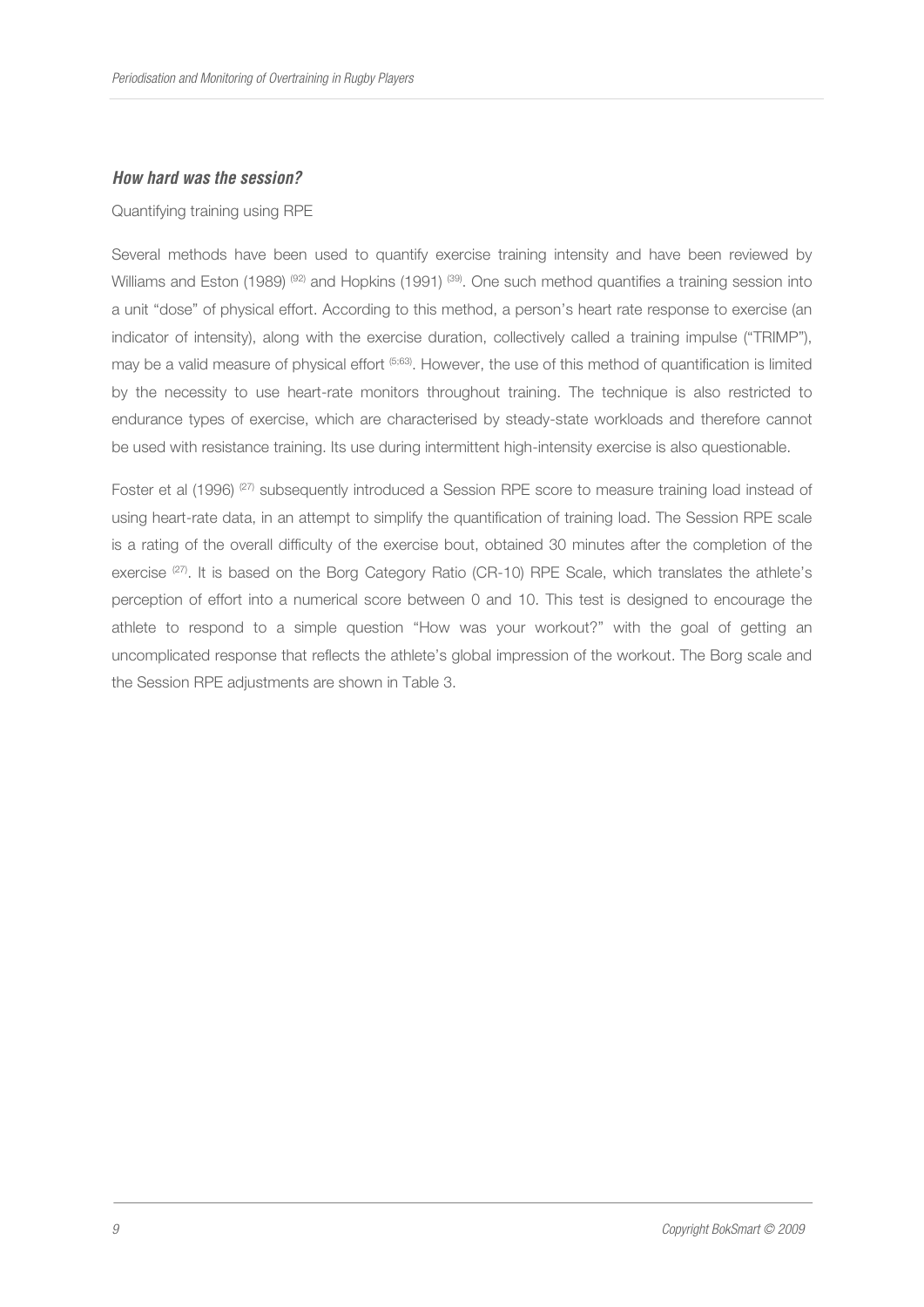### *How hard was the session?*

Quantifying training using RPE

Several methods have been used to quantify exercise training intensity and have been reviewed by Williams and Eston (1989) [92] and Hopkins (1991) [39]. One such method quantifies a training session into a unit "dose" of physical effort. According to this method, a person's heart rate response to exercise (an indicator of intensity), along with the exercise duration, collectively called a training impulse ("TRIMP"), may be a valid measure of physical effort [5;63]. However, the use of this method of quantification is limited by the necessity to use heart-rate monitors throughout training. The technique is also restricted to endurance types of exercise, which are characterised by steady-state workloads and therefore cannot be used with resistance training. Its use during intermittent high-intensity exercise is also questionable.

Foster et al (1996) [27] subsequently introduced a Session RPE score to measure training load instead of using heart-rate data, in an attempt to simplify the quantification of training load. The Session RPE scale is a rating of the overall difficulty of the exercise bout, obtained 30 minutes after the completion of the exercise [27]. It is based on the Borg Category Ratio (CR-10) RPE Scale, which translates the athlete's perception of effort into a numerical score between 0 and 10. This test is designed to encourage the athlete to respond to a simple question "How was your workout?" with the goal of getting an uncomplicated response that reflects the athlete's global impression of the workout. The Borg scale and the Session RPE adjustments are shown in Table 3.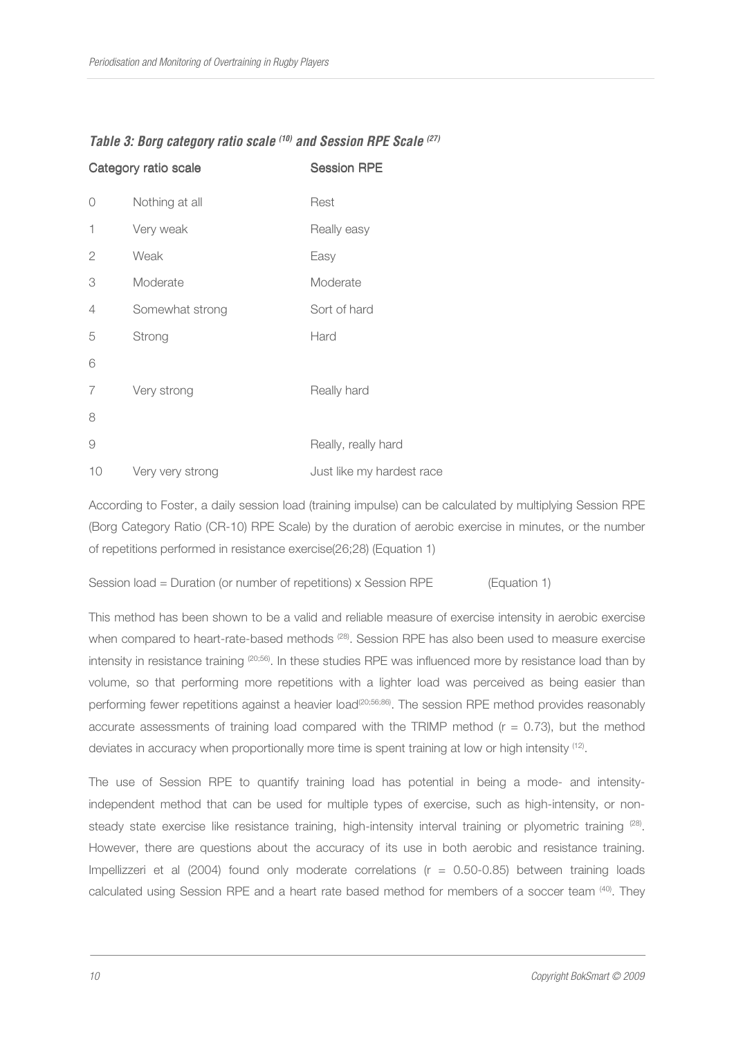*Table 3: Borg category ratio scale [10] and Session RPE Scale [27]*

| Category ratio scale | | Session RPE |
|---|---|---|
| 0 | Nothing at all | Rest |
| 1 | Very weak | Really easy |
| 2 | Weak | Easy |
| 3 | Moderate | Moderate |
| 4 | Somewhat strong | Sort of hard |
| 5 | Strong | Hard |
| 6 | | |
| 7 | Very strong | Really hard |
| 8 | | |
| 9 | | Really, really hard |
| 10 | Very very strong | Just like my hardest race |

According to Foster, a daily session load (training impulse) can be calculated by multiplying Session RPE (Borg Category Ratio (CR-10) RPE Scale) by the duration of aerobic exercise in minutes, or the number of repetitions performed in resistance exercise(26;28) (Equation 1)

Session load = Duration (or number of repetitions) x Session RPE (Equation 1)

This method has been shown to be a valid and reliable measure of exercise intensity in aerobic exercise when compared to heart-rate-based methods [28]. Session RPE has also been used to measure exercise intensity in resistance training [20;56]. In these studies RPE was influenced more by resistance load than by volume, so that performing more repetitions with a lighter load was perceived as being easier than performing fewer repetitions against a heavier load[20;56;86]. The session RPE method provides reasonably accurate assessments of training load compared with the TRIMP method ($r = 0.73$), but the method deviates in accuracy when proportionally more time is spent training at low or high intensity [12].

The use of Session RPE to quantify training load has potential in being a mode- and intensity-independent method that can be used for multiple types of exercise, such as high-intensity, or non-steady state exercise like resistance training, high-intensity interval training or plyometric training [28]. However, there are questions about the accuracy of its use in both aerobic and resistance training. Impellizzeri et al (2004) found only moderate correlations ($r = 0.50$-$0.85$) between training loads calculated using Session RPE and a heart rate based method for members of a soccer team [40]. They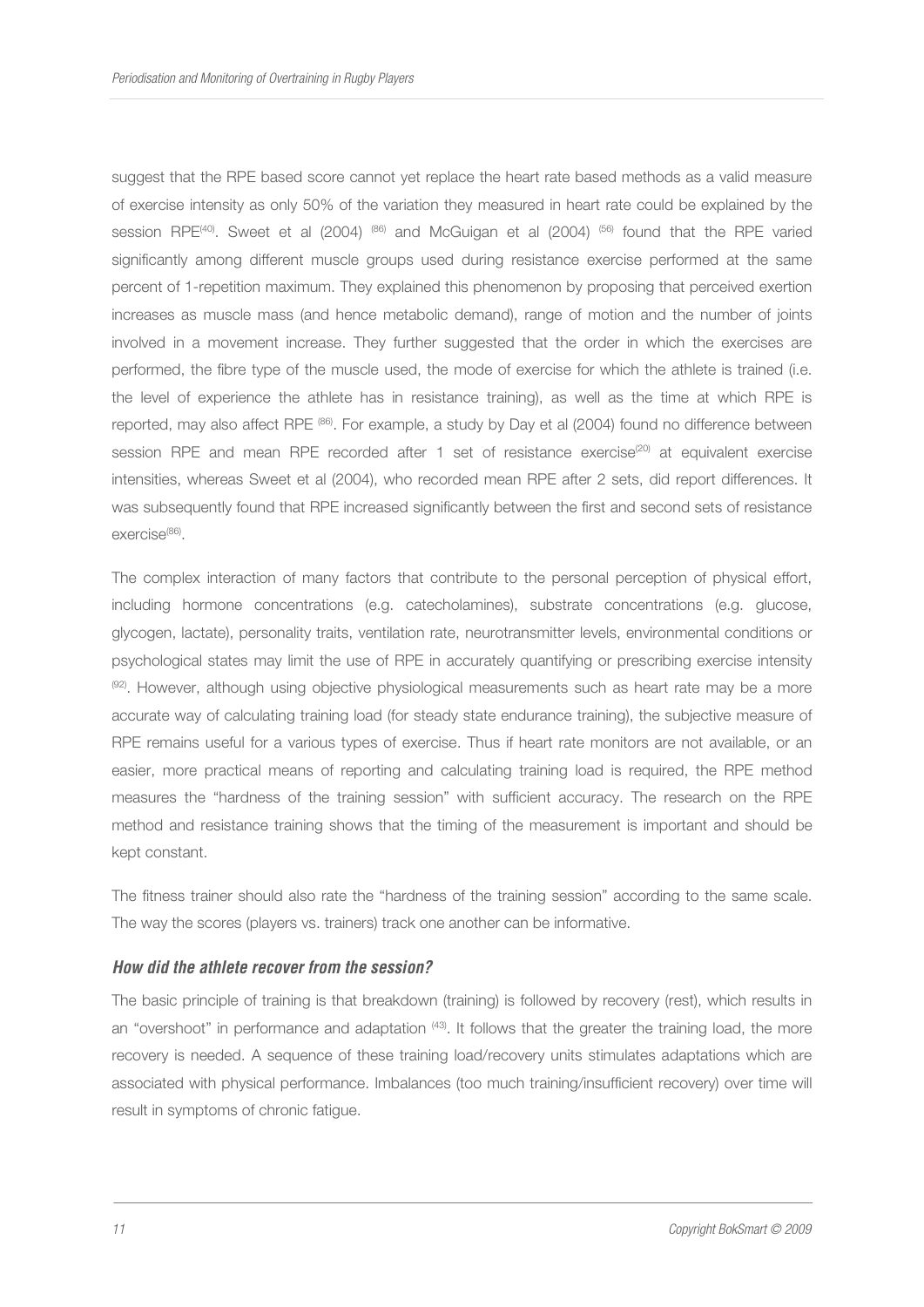suggest that the RPE based score cannot yet replace the heart rate based methods as a valid measure of exercise intensity as only 50% of the variation they measured in heart rate could be explained by the session RPE[40]. Sweet et al (2004) [86] and McGuigan et al (2004) [56] found that the RPE varied significantly among different muscle groups used during resistance exercise performed at the same percent of 1-repetition maximum. They explained this phenomenon by proposing that perceived exertion increases as muscle mass (and hence metabolic demand), range of motion and the number of joints involved in a movement increase. They further suggested that the order in which the exercises are performed, the fibre type of the muscle used, the mode of exercise for which the athlete is trained (i.e. the level of experience the athlete has in resistance training), as well as the time at which RPE is reported, may also affect RPE [86]. For example, a study by Day et al (2004) found no difference between session RPE and mean RPE recorded after 1 set of resistance exercise[20] at equivalent exercise intensities, whereas Sweet et al (2004), who recorded mean RPE after 2 sets, did report differences. It was subsequently found that RPE increased significantly between the first and second sets of resistance exercise[86].

The complex interaction of many factors that contribute to the personal perception of physical effort, including hormone concentrations (e.g. catecholamines), substrate concentrations (e.g. glucose, glycogen, lactate), personality traits, ventilation rate, neurotransmitter levels, environmental conditions or psychological states may limit the use of RPE in accurately quantifying or prescribing exercise intensity [92]. However, although using objective physiological measurements such as heart rate may be a more accurate way of calculating training load (for steady state endurance training), the subjective measure of RPE remains useful for a various types of exercise. Thus if heart rate monitors are not available, or an easier, more practical means of reporting and calculating training load is required, the RPE method measures the "hardness of the training session" with sufficient accuracy. The research on the RPE method and resistance training shows that the timing of the measurement is important and should be kept constant.

The fitness trainer should also rate the "hardness of the training session" according to the same scale. The way the scores (players vs. trainers) track one another can be informative.

### *How did the athlete recover from the session?*

The basic principle of training is that breakdown (training) is followed by recovery (rest), which results in an "overshoot" in performance and adaptation [43]. It follows that the greater the training load, the more recovery is needed. A sequence of these training load/recovery units stimulates adaptations which are associated with physical performance. Imbalances (too much training/insufficient recovery) over time will result in symptoms of chronic fatigue.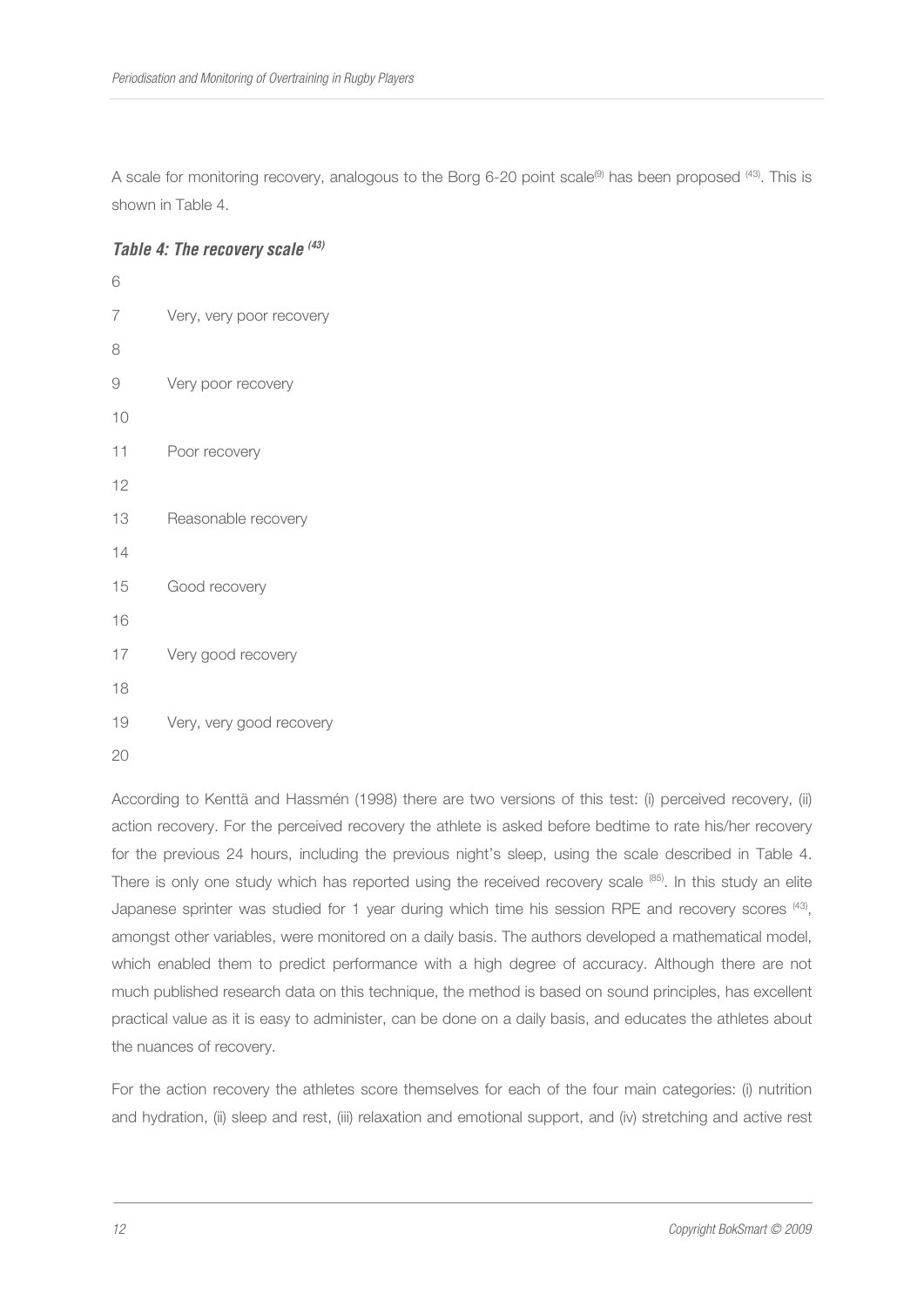A scale for monitoring recovery, analogous to the Borg 6-20 point scale[9] has been proposed [43]. This is shown in Table 4.

***Table 4: The recovery scale [43]***

| | |
|---|---|
| 6 | |
| 7 | Very, very poor recovery |
| 8 | |
| 9 | Very poor recovery |
| 10 | |
| 11 | Poor recovery |
| 12 | |
| 13 | Reasonable recovery |
| 14 | |
| 15 | Good recovery |
| 16 | |
| 17 | Very good recovery |
| 18 | |
| 19 | Very, very good recovery |
| 20 | |

According to Kenttä and Hassmén (1998) there are two versions of this test: (i) perceived recovery, (ii) action recovery. For the perceived recovery the athlete is asked before bedtime to rate his/her recovery for the previous 24 hours, including the previous night's sleep, using the scale described in Table 4. There is only one study which has reported using the received recovery scale [85]. In this study an elite Japanese sprinter was studied for 1 year during which time his session RPE and recovery scores [43], amongst other variables, were monitored on a daily basis. The authors developed a mathematical model, which enabled them to predict performance with a high degree of accuracy. Although there are not much published research data on this technique, the method is based on sound principles, has excellent practical value as it is easy to administer, can be done on a daily basis, and educates the athletes about the nuances of recovery.

For the action recovery the athletes score themselves for each of the four main categories: (i) nutrition and hydration, (ii) sleep and rest, (iii) relaxation and emotional support, and (iv) stretching and active rest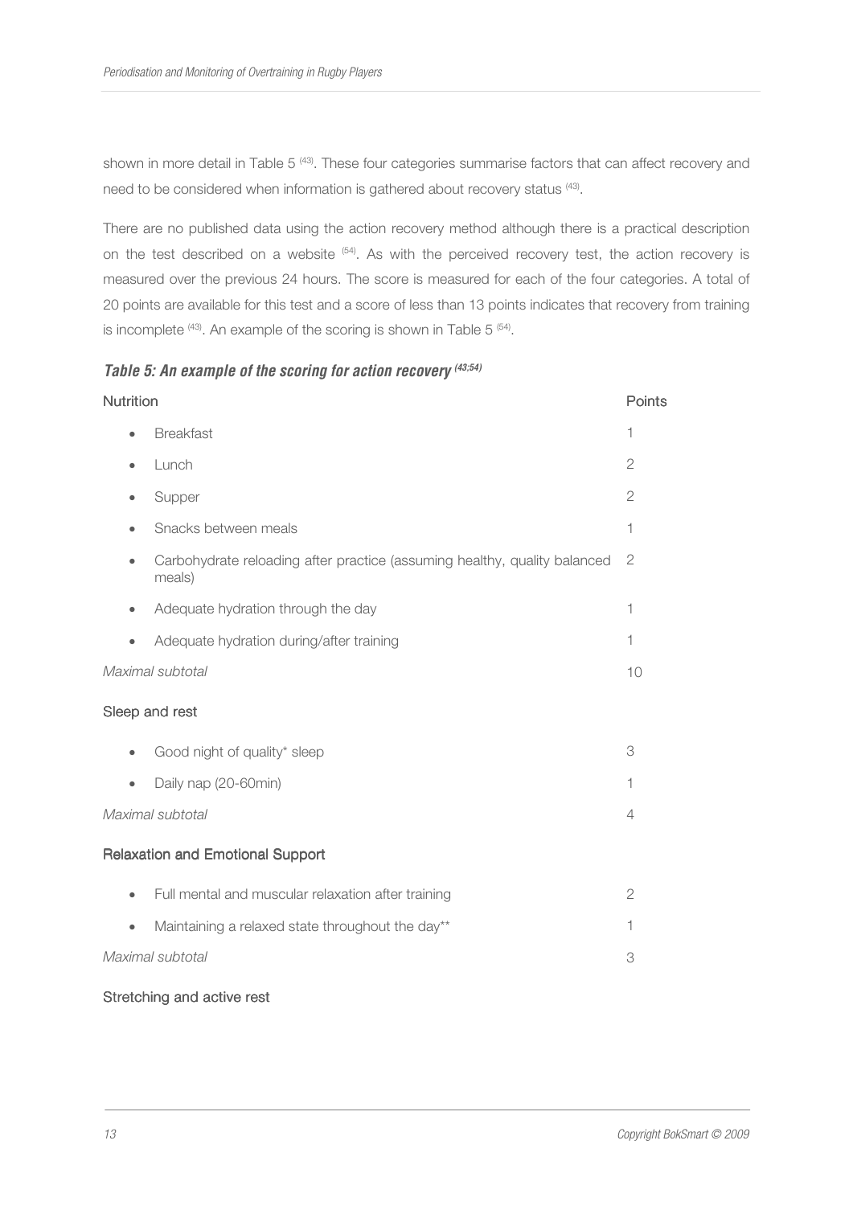shown in more detail in Table 5 [43]. These four categories summarise factors that can affect recovery and need to be considered when information is gathered about recovery status [43].

There are no published data using the action recovery method although there is a practical description on the test described on a website [54]. As with the perceived recovery test, the action recovery is measured over the previous 24 hours. The score is measured for each of the four categories. A total of 20 points are available for this test and a score of less than 13 points indicates that recovery from training is incomplete [43]. An example of the scoring is shown in Table 5 [54].

***Table 5: An example of the scoring for action recovery [43;54]***

| Nutrition | Points |
| --- | --- |
| • Breakfast | 1 |
| • Lunch | 2 |
| • Supper | 2 |
| • Snacks between meals | 1 |
| • Carbohydrate reloading after practice (assuming healthy, quality balanced meals) | 2 |
| • Adequate hydration through the day | 1 |
| • Adequate hydration during/after training | 1 |
| *Maximal subtotal* | 10 |
| **Sleep and rest** | |
| • Good night of quality* sleep | 3 |
| • Daily nap (20-60min) | 1 |
| *Maximal subtotal* | 4 |
| **Relaxation and Emotional Support** | |
| • Full mental and muscular relaxation after training | 2 |
| • Maintaining a relaxed state throughout the day** | 1 |
| *Maximal subtotal* | 3 |
| **Stretching and active rest** | |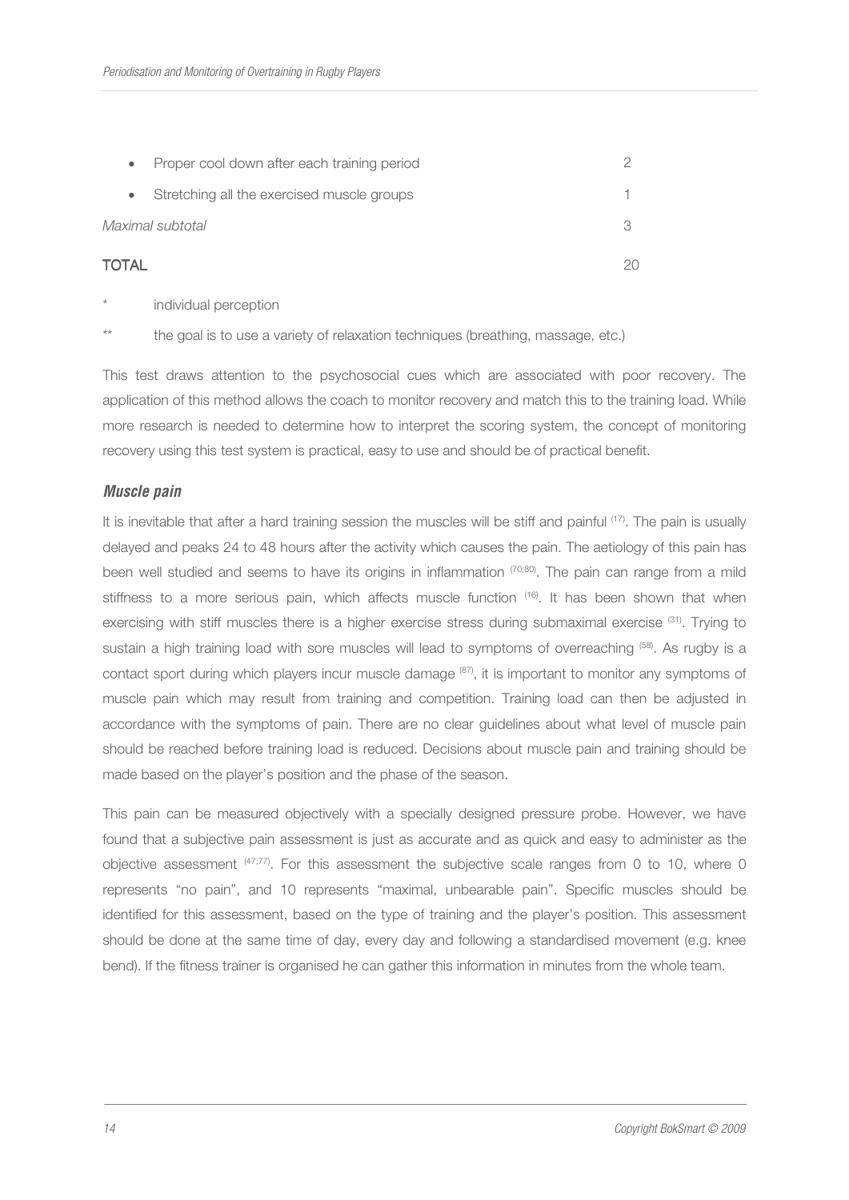| | |
|---|---|
| • Proper cool down after each training period | 2 |
| • Stretching all the exercised muscle groups | 1 |
| *Maximal subtotal* | 3 |
| **TOTAL** | 20 |

\* individual perception

\*\* the goal is to use a variety of relaxation techniques (breathing, massage, etc.)

This test draws attention to the psychosocial cues which are associated with poor recovery. The application of this method allows the coach to monitor recovery and match this to the training load. While more research is needed to determine how to interpret the scoring system, the concept of monitoring recovery using this test system is practical, easy to use and should be of practical benefit.

### *Muscle pain*

It is inevitable that after a hard training session the muscles will be stiff and painful [17]. The pain is usually delayed and peaks 24 to 48 hours after the activity which causes the pain. The aetiology of this pain has been well studied and seems to have its origins in inflammation [70;80]. The pain can range from a mild stiffness to a more serious pain, which affects muscle function [16]. It has been shown that when exercising with stiff muscles there is a higher exercise stress during submaximal exercise [31]. Trying to sustain a high training load with sore muscles will lead to symptoms of overreaching [58]. As rugby is a contact sport during which players incur muscle damage [87], it is important to monitor any symptoms of muscle pain which may result from training and competition. Training load can then be adjusted in accordance with the symptoms of pain. There are no clear guidelines about what level of muscle pain should be reached before training load is reduced. Decisions about muscle pain and training should be made based on the player's position and the phase of the season.

This pain can be measured objectively with a specially designed pressure probe. However, we have found that a subjective pain assessment is just as accurate and as quick and easy to administer as the objective assessment [47;77]. For this assessment the subjective scale ranges from 0 to 10, where 0 represents "no pain", and 10 represents "maximal, unbearable pain". Specific muscles should be identified for this assessment, based on the type of training and the player's position. This assessment should be done at the same time of day, every day and following a standardised movement (e.g. knee bend). If the fitness trainer is organised he can gather this information in minutes from the whole team.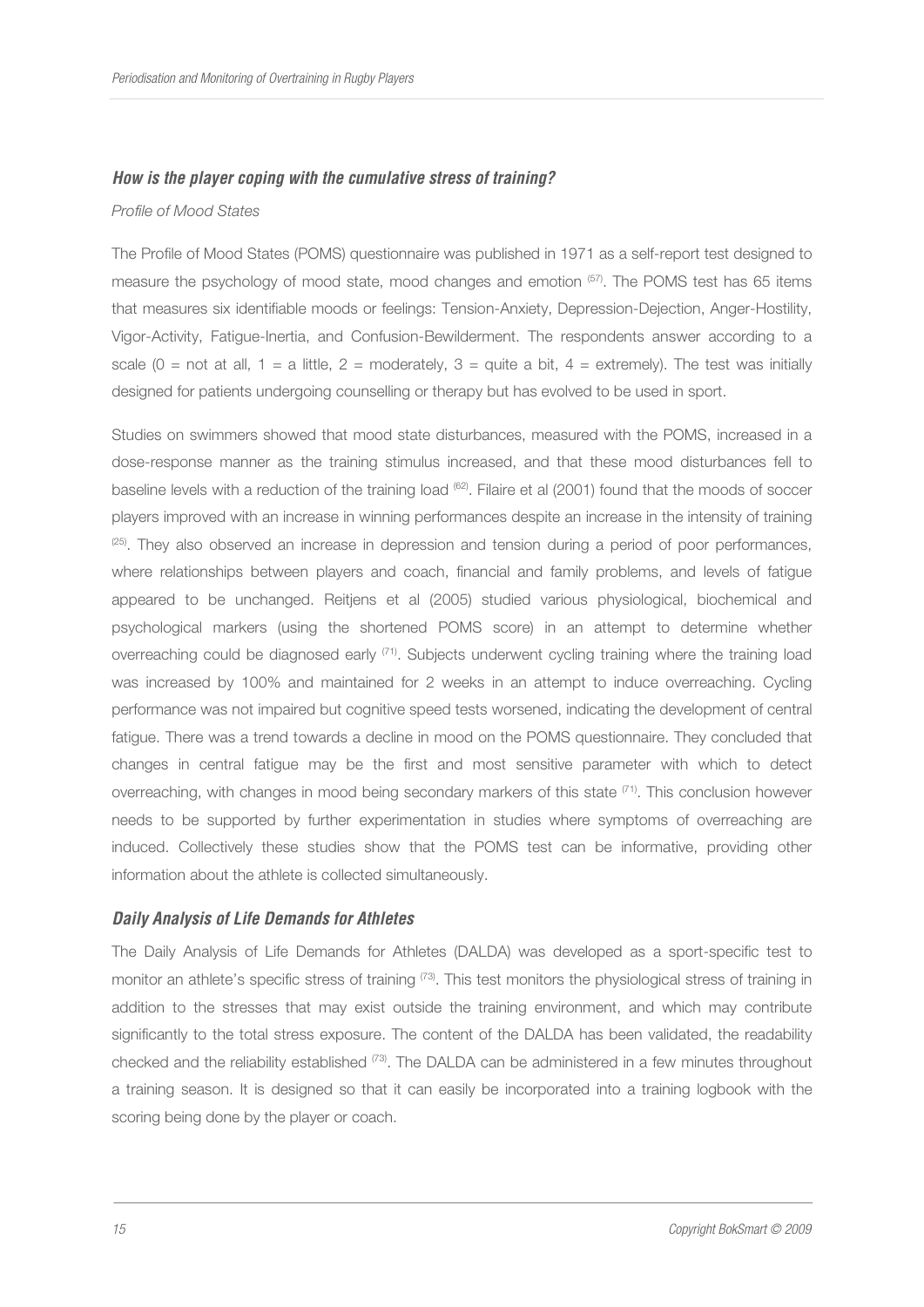### *How is the player coping with the cumulative stress of training?*

*Profile of Mood States*

The Profile of Mood States (POMS) questionnaire was published in 1971 as a self-report test designed to measure the psychology of mood state, mood changes and emotion [57]. The POMS test has 65 items that measures six identifiable moods or feelings: Tension-Anxiety, Depression-Dejection, Anger-Hostility, Vigor-Activity, Fatigue-Inertia, and Confusion-Bewilderment. The respondents answer according to a scale (0 = not at all, 1 = a little, 2 = moderately, 3 = quite a bit, 4 = extremely). The test was initially designed for patients undergoing counselling or therapy but has evolved to be used in sport.

Studies on swimmers showed that mood state disturbances, measured with the POMS, increased in a dose-response manner as the training stimulus increased, and that these mood disturbances fell to baseline levels with a reduction of the training load [62]. Filaire et al (2001) found that the moods of soccer players improved with an increase in winning performances despite an increase in the intensity of training [25]. They also observed an increase in depression and tension during a period of poor performances, where relationships between players and coach, financial and family problems, and levels of fatigue appeared to be unchanged. Reitjens et al (2005) studied various physiological, biochemical and psychological markers (using the shortened POMS score) in an attempt to determine whether overreaching could be diagnosed early [71]. Subjects underwent cycling training where the training load was increased by 100% and maintained for 2 weeks in an attempt to induce overreaching. Cycling performance was not impaired but cognitive speed tests worsened, indicating the development of central fatigue. There was a trend towards a decline in mood on the POMS questionnaire. They concluded that changes in central fatigue may be the first and most sensitive parameter with which to detect overreaching, with changes in mood being secondary markers of this state [71]. This conclusion however needs to be supported by further experimentation in studies where symptoms of overreaching are induced. Collectively these studies show that the POMS test can be informative, providing other information about the athlete is collected simultaneously.

### *Daily Analysis of Life Demands for Athletes*

The Daily Analysis of Life Demands for Athletes (DALDA) was developed as a sport-specific test to monitor an athlete's specific stress of training [73]. This test monitors the physiological stress of training in addition to the stresses that may exist outside the training environment, and which may contribute significantly to the total stress exposure. The content of the DALDA has been validated, the readability checked and the reliability established [73]. The DALDA can be administered in a few minutes throughout a training season. It is designed so that it can easily be incorporated into a training logbook with the scoring being done by the player or coach.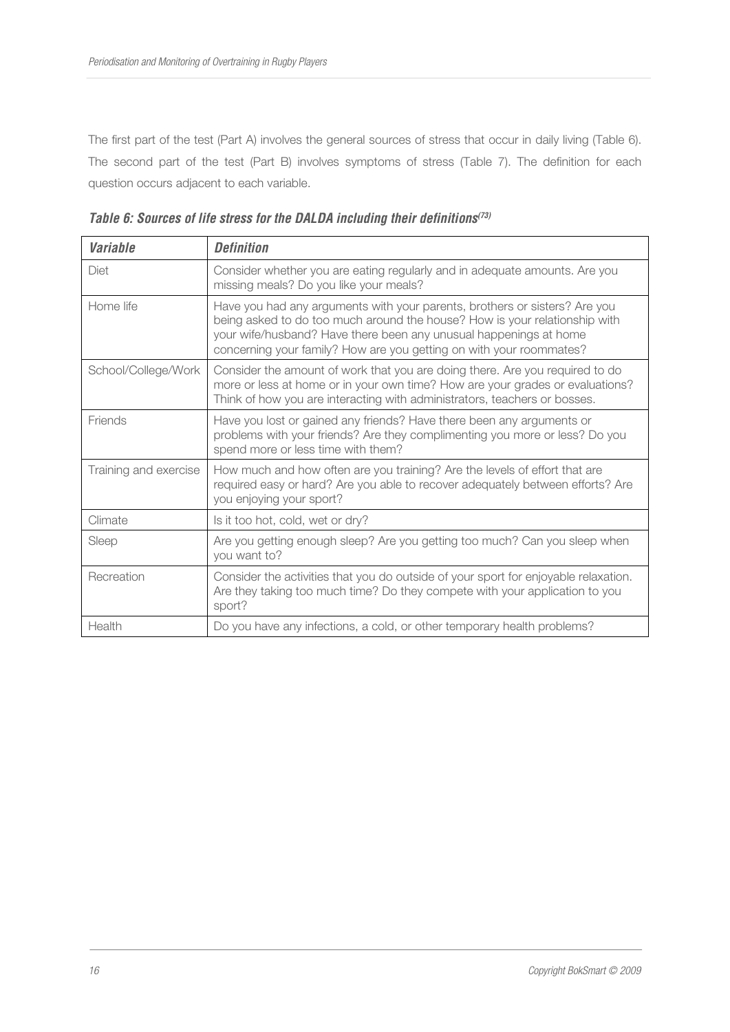The first part of the test (Part A) involves the general sources of stress that occur in daily living (Table 6). The second part of the test (Part B) involves symptoms of stress (Table 7). The definition for each question occurs adjacent to each variable.

***Table 6: Sources of life stress for the DALDA including their definitions[73]***

| ***Variable*** | ***Definition*** |
|---|---|
| Diet | Consider whether you are eating regularly and in adequate amounts. Are you missing meals? Do you like your meals? |
| Home life | Have you had any arguments with your parents, brothers or sisters? Are you being asked to do too much around the house? How is your relationship with your wife/husband? Have there been any unusual happenings at home concerning your family? How are you getting on with your roommates? |
| School/College/Work | Consider the amount of work that you are doing there. Are you required to do more or less at home or in your own time? How are your grades or evaluations? Think of how you are interacting with administrators, teachers or bosses. |
| Friends | Have you lost or gained any friends? Have there been any arguments or problems with your friends? Are they complimenting you more or less? Do you spend more or less time with them? |
| Training and exercise | How much and how often are you training? Are the levels of effort that are required easy or hard? Are you able to recover adequately between efforts? Are you enjoying your sport? |
| Climate | Is it too hot, cold, wet or dry? |
| Sleep | Are you getting enough sleep? Are you getting too much? Can you sleep when you want to? |
| Recreation | Consider the activities that you do outside of your sport for enjoyable relaxation. Are they taking too much time? Do they compete with your application to you sport? |
| Health | Do you have any infections, a cold, or other temporary health problems? |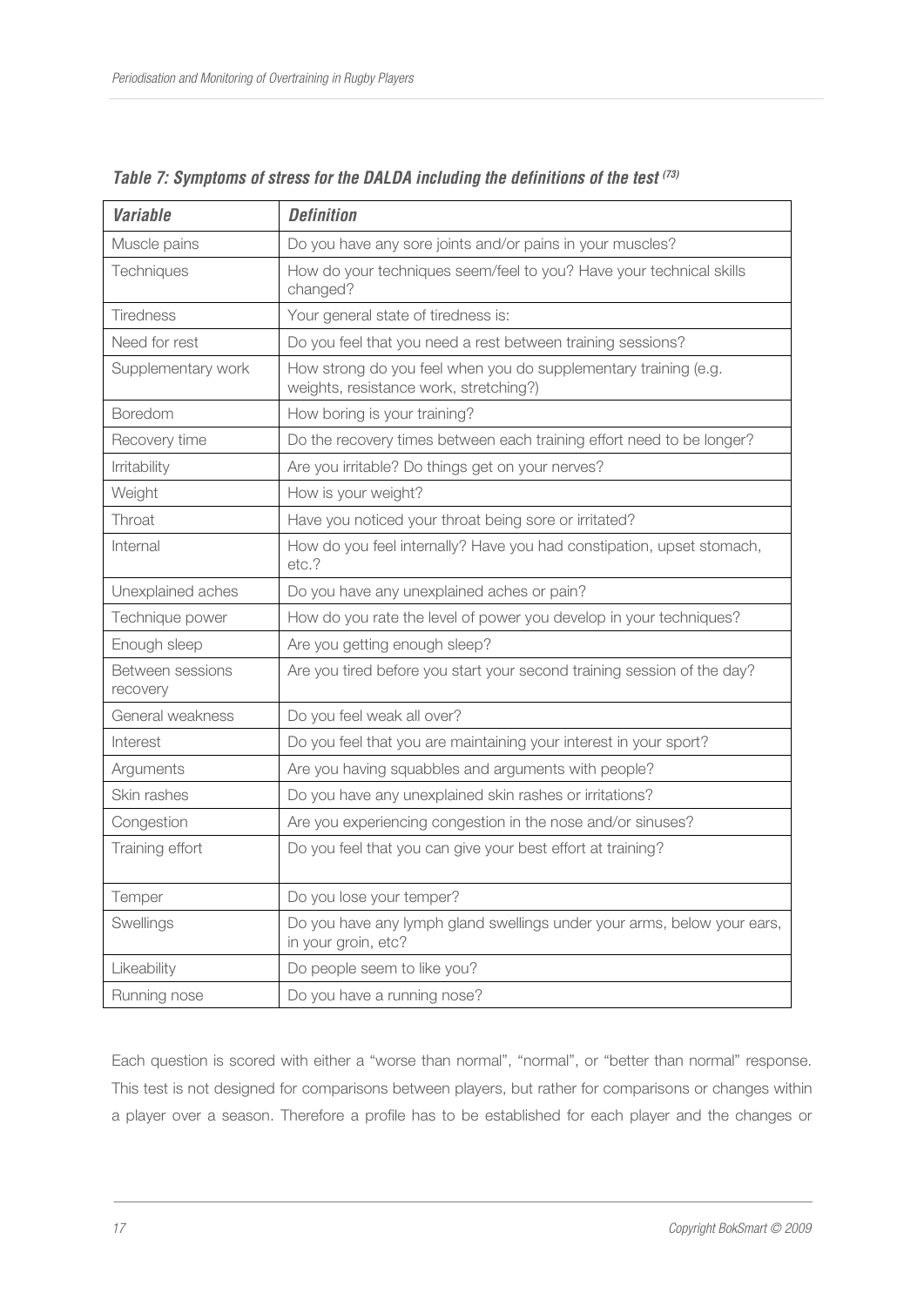***Table 7: Symptoms of stress for the DALDA including the definitions of the test [73]***

| *Variable* | *Definition* |
| --- | --- |
| Muscle pains | Do you have any sore joints and/or pains in your muscles? |
| Techniques | How do your techniques seem/feel to you? Have your technical skills changed? |
| Tiredness | Your general state of tiredness is: |
| Need for rest | Do you feel that you need a rest between training sessions? |
| Supplementary work | How strong do you feel when you do supplementary training (e.g. weights, resistance work, stretching?) |
| Boredom | How boring is your training? |
| Recovery time | Do the recovery times between each training effort need to be longer? |
| Irritability | Are you irritable? Do things get on your nerves? |
| Weight | How is your weight? |
| Throat | Have you noticed your throat being sore or irritated? |
| Internal | How do you feel internally? Have you had constipation, upset stomach, etc.? |
| Unexplained aches | Do you have any unexplained aches or pain? |
| Technique power | How do you rate the level of power you develop in your techniques? |
| Enough sleep | Are you getting enough sleep? |
| Between sessions recovery | Are you tired before you start your second training session of the day? |
| General weakness | Do you feel weak all over? |
| Interest | Do you feel that you are maintaining your interest in your sport? |
| Arguments | Are you having squabbles and arguments with people? |
| Skin rashes | Do you have any unexplained skin rashes or irritations? |
| Congestion | Are you experiencing congestion in the nose and/or sinuses? |
| Training effort | Do you feel that you can give your best effort at training? |
| Temper | Do you lose your temper? |
| Swellings | Do you have any lymph gland swellings under your arms, below your ears, in your groin, etc? |
| Likeability | Do people seem to like you? |
| Running nose | Do you have a running nose? |

Each question is scored with either a "worse than normal", "normal", or "better than normal" response. This test is not designed for comparisons between players, but rather for comparisons or changes within a player over a season. Therefore a profile has to be established for each player and the changes or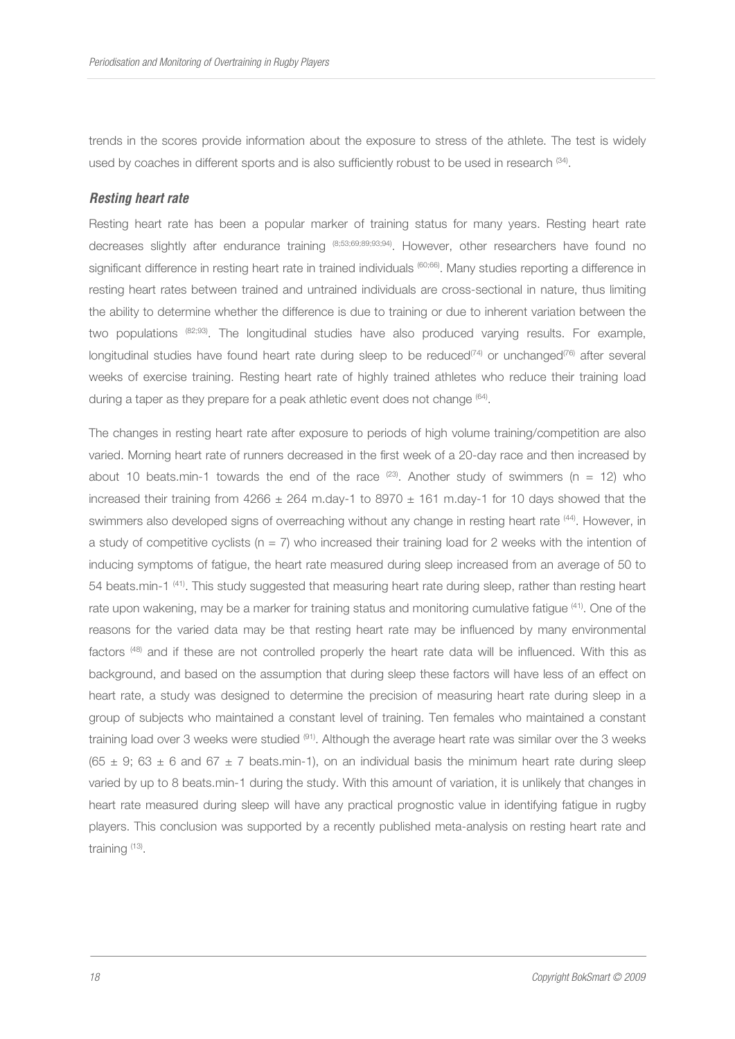trends in the scores provide information about the exposure to stress of the athlete. The test is widely used by coaches in different sports and is also sufficiently robust to be used in research [34].

### *Resting heart rate*

Resting heart rate has been a popular marker of training status for many years. Resting heart rate decreases slightly after endurance training [8;53;69;89;93;94]. However, other researchers have found no significant difference in resting heart rate in trained individuals [60;66]. Many studies reporting a difference in resting heart rates between trained and untrained individuals are cross-sectional in nature, thus limiting the ability to determine whether the difference is due to training or due to inherent variation between the two populations [82;93]. The longitudinal studies have also produced varying results. For example, longitudinal studies have found heart rate during sleep to be reduced[74] or unchanged[76] after several weeks of exercise training. Resting heart rate of highly trained athletes who reduce their training load during a taper as they prepare for a peak athletic event does not change [64].

The changes in resting heart rate after exposure to periods of high volume training/competition are also varied. Morning heart rate of runners decreased in the first week of a 20-day race and then increased by about 10 beats.min-1 towards the end of the race [23]. Another study of swimmers ($n = 12$) who increased their training from $4266 \pm 264$ m.day-1 to $8970 \pm 161$ m.day-1 for 10 days showed that the swimmers also developed signs of overreaching without any change in resting heart rate [44]. However, in a study of competitive cyclists ($n = 7$) who increased their training load for 2 weeks with the intention of inducing symptoms of fatigue, the heart rate measured during sleep increased from an average of 50 to 54 beats.min-1 [41]. This study suggested that measuring heart rate during sleep, rather than resting heart rate upon wakening, may be a marker for training status and monitoring cumulative fatigue [41]. One of the reasons for the varied data may be that resting heart rate may be influenced by many environmental factors [48] and if these are not controlled properly the heart rate data will be influenced. With this as background, and based on the assumption that during sleep these factors will have less of an effect on heart rate, a study was designed to determine the precision of measuring heart rate during sleep in a group of subjects who maintained a constant level of training. Ten females who maintained a constant training load over 3 weeks were studied [91]. Although the average heart rate was similar over the 3 weeks ($65 \pm 9$; $63 \pm 6$ and $67 \pm 7$ beats.min-1), on an individual basis the minimum heart rate during sleep varied by up to 8 beats.min-1 during the study. With this amount of variation, it is unlikely that changes in heart rate measured during sleep will have any practical prognostic value in identifying fatigue in rugby players. This conclusion was supported by a recently published meta-analysis on resting heart rate and training [13].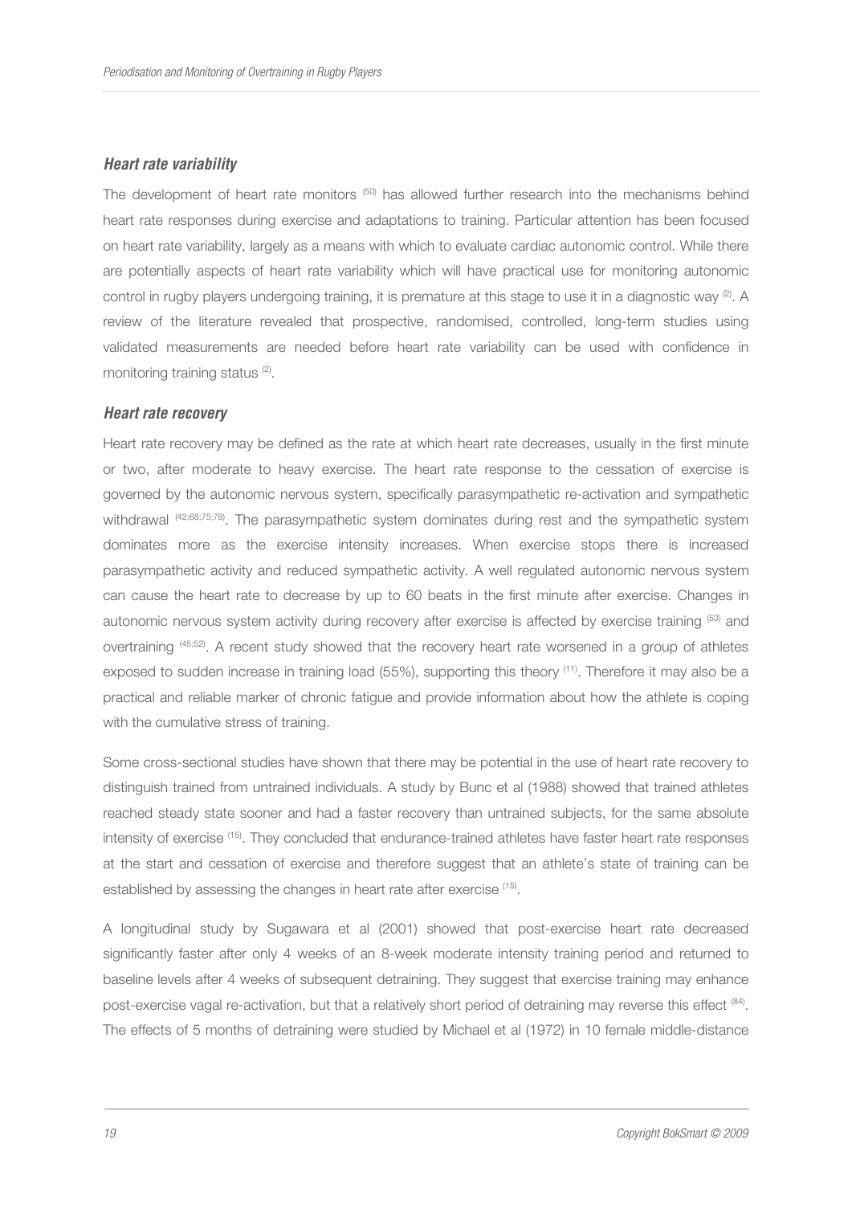### *Heart rate variability*

The development of heart rate monitors [50] has allowed further research into the mechanisms behind heart rate responses during exercise and adaptations to training. Particular attention has been focused on heart rate variability, largely as a means with which to evaluate cardiac autonomic control. While there are potentially aspects of heart rate variability which will have practical use for monitoring autonomic control in rugby players undergoing training, it is premature at this stage to use it in a diagnostic way [2]. A review of the literature revealed that prospective, randomised, controlled, long-term studies using validated measurements are needed before heart rate variability can be used with confidence in monitoring training status [2].

### *Heart rate recovery*

Heart rate recovery may be defined as the rate at which heart rate decreases, usually in the first minute or two, after moderate to heavy exercise. The heart rate response to the cessation of exercise is governed by the autonomic nervous system, specifically parasympathetic re-activation and sympathetic withdrawal [42;68;75;78]. The parasympathetic system dominates during rest and the sympathetic system dominates more as the exercise intensity increases. When exercise stops there is increased parasympathetic activity and reduced sympathetic activity. A well regulated autonomic nervous system can cause the heart rate to decrease by up to 60 beats in the first minute after exercise. Changes in autonomic nervous system activity during recovery after exercise is affected by exercise training [53] and overtraining [45;52]. A recent study showed that the recovery heart rate worsened in a group of athletes exposed to sudden increase in training load (55%), supporting this theory [11]. Therefore it may also be a practical and reliable marker of chronic fatigue and provide information about how the athlete is coping with the cumulative stress of training.

Some cross-sectional studies have shown that there may be potential in the use of heart rate recovery to distinguish trained from untrained individuals. A study by Bunc et al (1988) showed that trained athletes reached steady state sooner and had a faster recovery than untrained subjects, for the same absolute intensity of exercise [15]. They concluded that endurance-trained athletes have faster heart rate responses at the start and cessation of exercise and therefore suggest that an athlete's state of training can be established by assessing the changes in heart rate after exercise [15].

A longitudinal study by Sugawara et al (2001) showed that post-exercise heart rate decreased significantly faster after only 4 weeks of an 8-week moderate intensity training period and returned to baseline levels after 4 weeks of subsequent detraining. They suggest that exercise training may enhance post-exercise vagal re-activation, but that a relatively short period of detraining may reverse this effect [84]. The effects of 5 months of detraining were studied by Michael et al (1972) in 10 female middle-distance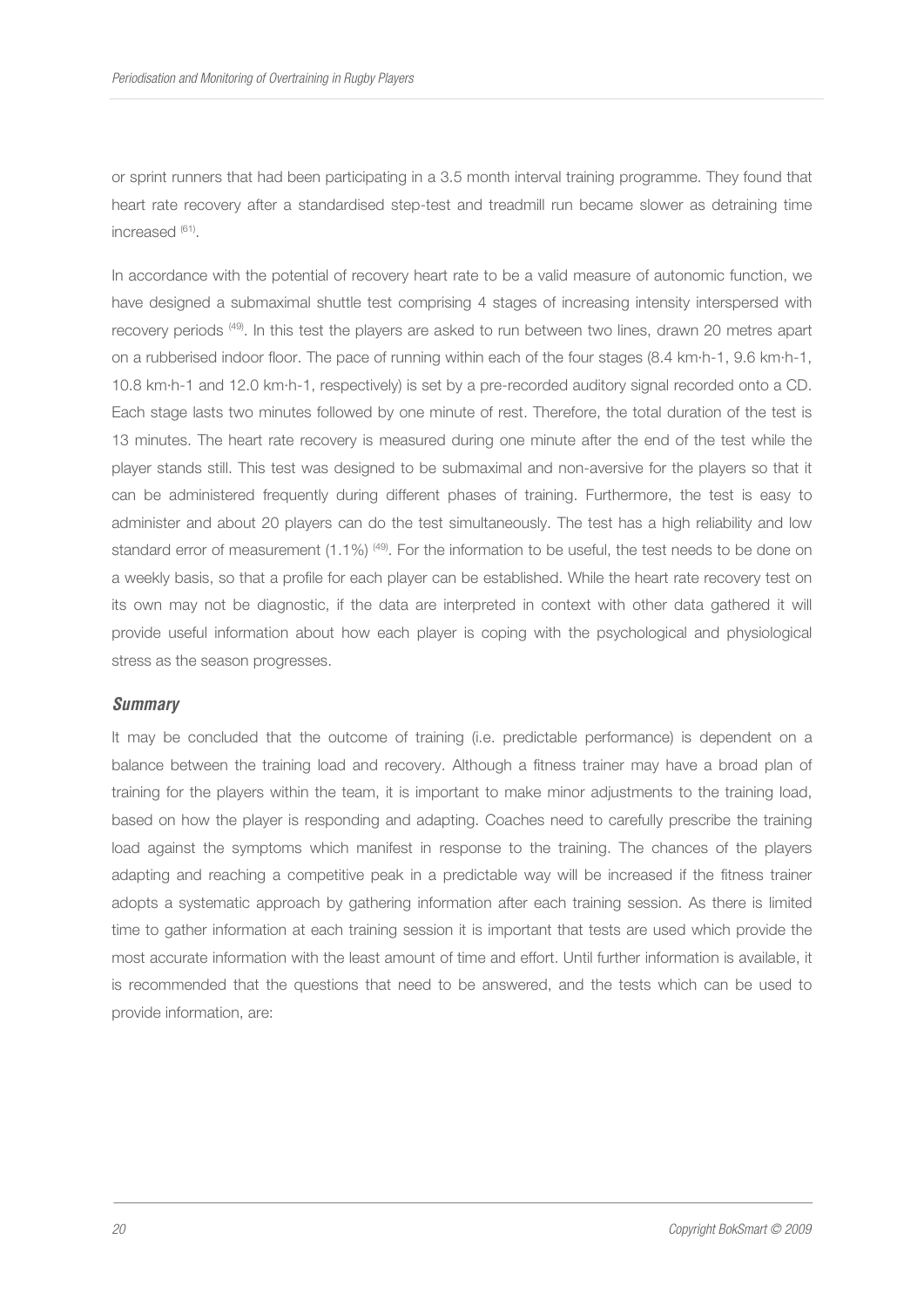or sprint runners that had been participating in a 3.5 month interval training programme. They found that heart rate recovery after a standardised step-test and treadmill run became slower as detraining time increased [61].

In accordance with the potential of recovery heart rate to be a valid measure of autonomic function, we have designed a submaximal shuttle test comprising 4 stages of increasing intensity interspersed with recovery periods [49]. In this test the players are asked to run between two lines, drawn 20 metres apart on a rubberised indoor floor. The pace of running within each of the four stages (8.4 km·h-1, 9.6 km·h-1, 10.8 km·h-1 and 12.0 km·h-1, respectively) is set by a pre-recorded auditory signal recorded onto a CD. Each stage lasts two minutes followed by one minute of rest. Therefore, the total duration of the test is 13 minutes. The heart rate recovery is measured during one minute after the end of the test while the player stands still. This test was designed to be submaximal and non-aversive for the players so that it can be administered frequently during different phases of training. Furthermore, the test is easy to administer and about 20 players can do the test simultaneously. The test has a high reliability and low standard error of measurement (1.1%) [49]. For the information to be useful, the test needs to be done on a weekly basis, so that a profile for each player can be established. While the heart rate recovery test on its own may not be diagnostic, if the data are interpreted in context with other data gathered it will provide useful information about how each player is coping with the psychological and physiological stress as the season progresses.

### *Summary*

It may be concluded that the outcome of training (i.e. predictable performance) is dependent on a balance between the training load and recovery. Although a fitness trainer may have a broad plan of training for the players within the team, it is important to make minor adjustments to the training load, based on how the player is responding and adapting. Coaches need to carefully prescribe the training load against the symptoms which manifest in response to the training. The chances of the players adapting and reaching a competitive peak in a predictable way will be increased if the fitness trainer adopts a systematic approach by gathering information after each training session. As there is limited time to gather information at each training session it is important that tests are used which provide the most accurate information with the least amount of time and effort. Until further information is available, it is recommended that the questions that need to be answered, and the tests which can be used to provide information, are: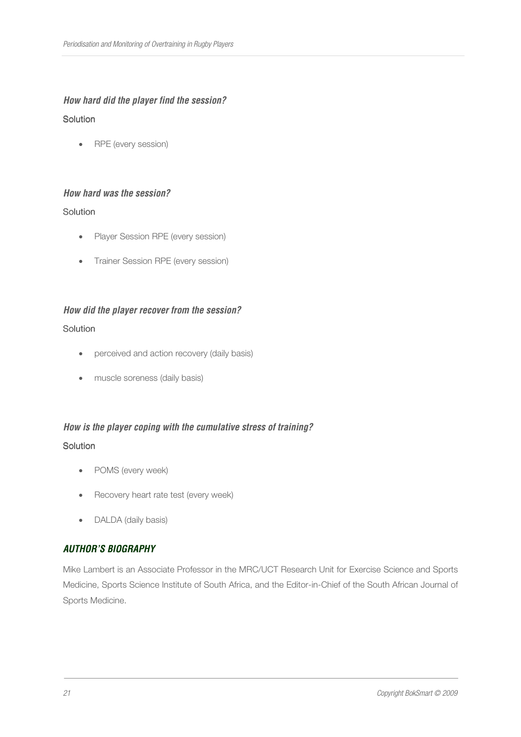#### *How hard did the player find the session?*

Solution

- RPE (every session)

#### *How hard was the session?*

Solution

- Player Session RPE (every session)
- Trainer Session RPE (every session)

#### *How did the player recover from the session?*

Solution

- perceived and action recovery (daily basis)
- muscle soreness (daily basis)

#### *How is the player coping with the cumulative stress of training?*

Solution

- POMS (every week)
- Recovery heart rate test (every week)
- DALDA (daily basis)

### *AUTHOR'S BIOGRAPHY*

Mike Lambert is an Associate Professor in the MRC/UCT Research Unit for Exercise Science and Sports Medicine, Sports Science Institute of South Africa, and the Editor-in-Chief of the South African Journal of Sports Medicine.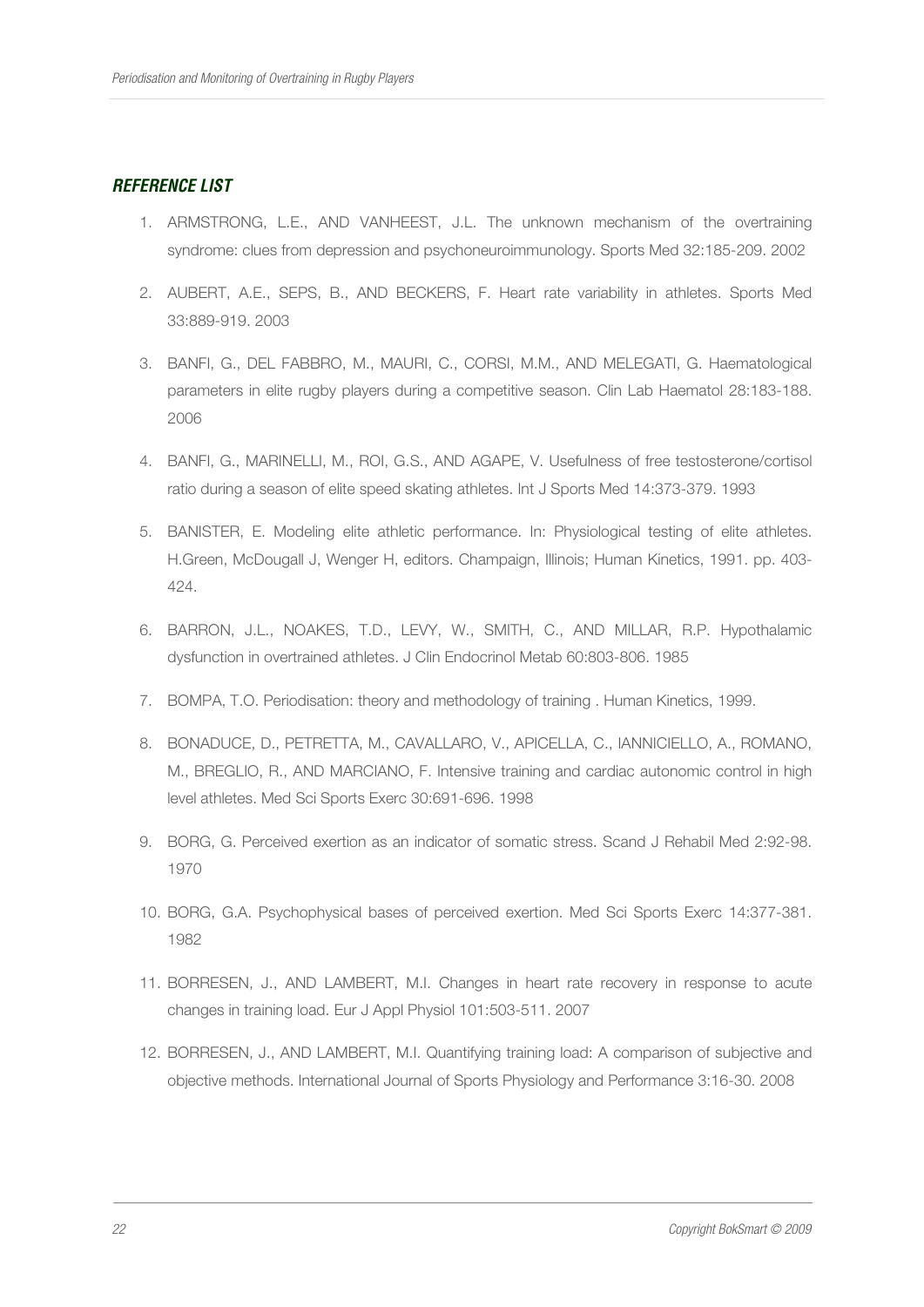## *REFERENCE LIST*

1. ARMSTRONG, L.E., AND VANHEEST, J.L. The unknown mechanism of the overtraining syndrome: clues from depression and psychoneuroimmunology. Sports Med 32:185-209. 2002
2. AUBERT, A.E., SEPS, B., AND BECKERS, F. Heart rate variability in athletes. Sports Med 33:889-919. 2003
3. BANFI, G., DEL FABBRO, M., MAURI, C., CORSI, M.M., AND MELEGATI, G. Haematological parameters in elite rugby players during a competitive season. Clin Lab Haematol 28:183-188. 2006
4. BANFI, G., MARINELLI, M., ROI, G.S., AND AGAPE, V. Usefulness of free testosterone/cortisol ratio during a season of elite speed skating athletes. Int J Sports Med 14:373-379. 1993
5. BANISTER, E. Modeling elite athletic performance. In: Physiological testing of elite athletes. H.Green, McDougall J, Wenger H, editors. Champaign, Illinois; Human Kinetics, 1991. pp. 403-424.
6. BARRON, J.L., NOAKES, T.D., LEVY, W., SMITH, C., AND MILLAR, R.P. Hypothalamic dysfunction in overtrained athletes. J Clin Endocrinol Metab 60:803-806. 1985
7. BOMPA, T.O. Periodisation: theory and methodology of training . Human Kinetics, 1999.
8. BONADUCE, D., PETRETTA, M., CAVALLARO, V., APICELLA, C., IANNICIELLO, A., ROMANO, M., BREGLIO, R., AND MARCIANO, F. Intensive training and cardiac autonomic control in high level athletes. Med Sci Sports Exerc 30:691-696. 1998
9. BORG, G. Perceived exertion as an indicator of somatic stress. Scand J Rehabil Med 2:92-98. 1970
10. BORG, G.A. Psychophysical bases of perceived exertion. Med Sci Sports Exerc 14:377-381. 1982
11. BORRESEN, J., AND LAMBERT, M.I. Changes in heart rate recovery in response to acute changes in training load. Eur J Appl Physiol 101:503-511. 2007
12. BORRESEN, J., AND LAMBERT, M.I. Quantifying training load: A comparison of subjective and objective methods. International Journal of Sports Physiology and Performance 3:16-30. 2008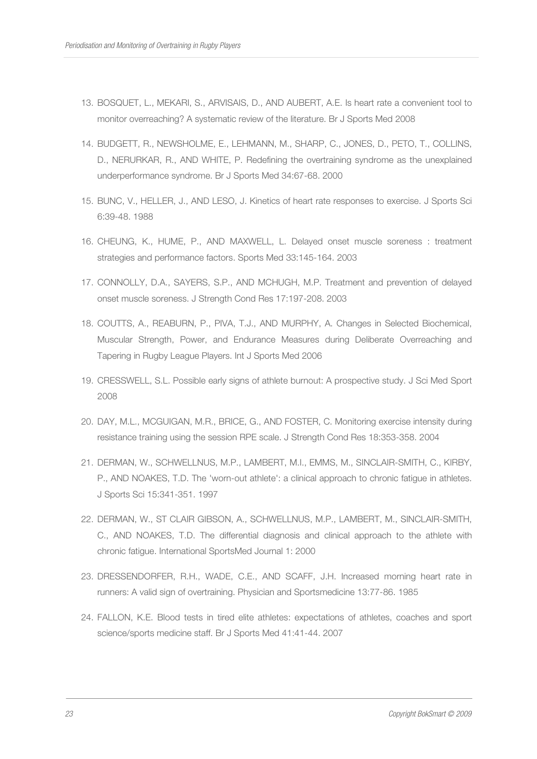13. BOSQUET, L., MEKARI, S., ARVISAIS, D., AND AUBERT, A.E. Is heart rate a convenient tool to monitor overreaching? A systematic review of the literature. Br J Sports Med 2008

14. BUDGETT, R., NEWSHOLME, E., LEHMANN, M., SHARP, C., JONES, D., PETO, T., COLLINS, D., NERURKAR, R., AND WHITE, P. Redefining the overtraining syndrome as the unexplained underperformance syndrome. Br J Sports Med 34:67-68. 2000

15. BUNC, V., HELLER, J., AND LESO, J. Kinetics of heart rate responses to exercise. J Sports Sci 6:39-48. 1988

16. CHEUNG, K., HUME, P., AND MAXWELL, L. Delayed onset muscle soreness : treatment strategies and performance factors. Sports Med 33:145-164. 2003

17. CONNOLLY, D.A., SAYERS, S.P., AND MCHUGH, M.P. Treatment and prevention of delayed onset muscle soreness. J Strength Cond Res 17:197-208. 2003

18. COUTTS, A., REABURN, P., PIVA, T.J., AND MURPHY, A. Changes in Selected Biochemical, Muscular Strength, Power, and Endurance Measures during Deliberate Overreaching and Tapering in Rugby League Players. Int J Sports Med 2006

19. CRESSWELL, S.L. Possible early signs of athlete burnout: A prospective study. J Sci Med Sport 2008

20. DAY, M.L., MCGUIGAN, M.R., BRICE, G., AND FOSTER, C. Monitoring exercise intensity during resistance training using the session RPE scale. J Strength Cond Res 18:353-358. 2004

21. DERMAN, W., SCHWELLNUS, M.P., LAMBERT, M.I., EMMS, M., SINCLAIR-SMITH, C., KIRBY, P., AND NOAKES, T.D. The 'worn-out athlete': a clinical approach to chronic fatigue in athletes. J Sports Sci 15:341-351. 1997

22. DERMAN, W., ST CLAIR GIBSON, A., SCHWELLNUS, M.P., LAMBERT, M., SINCLAIR-SMITH, C., AND NOAKES, T.D. The differential diagnosis and clinical approach to the athlete with chronic fatigue. International SportsMed Journal 1: 2000

23. DRESSENDORFER, R.H., WADE, C.E., AND SCAFF, J.H. Increased morning heart rate in runners: A valid sign of overtraining. Physician and Sportsmedicine 13:77-86. 1985

24. FALLON, K.E. Blood tests in tired elite athletes: expectations of athletes, coaches and sport science/sports medicine staff. Br J Sports Med 41:41-44. 2007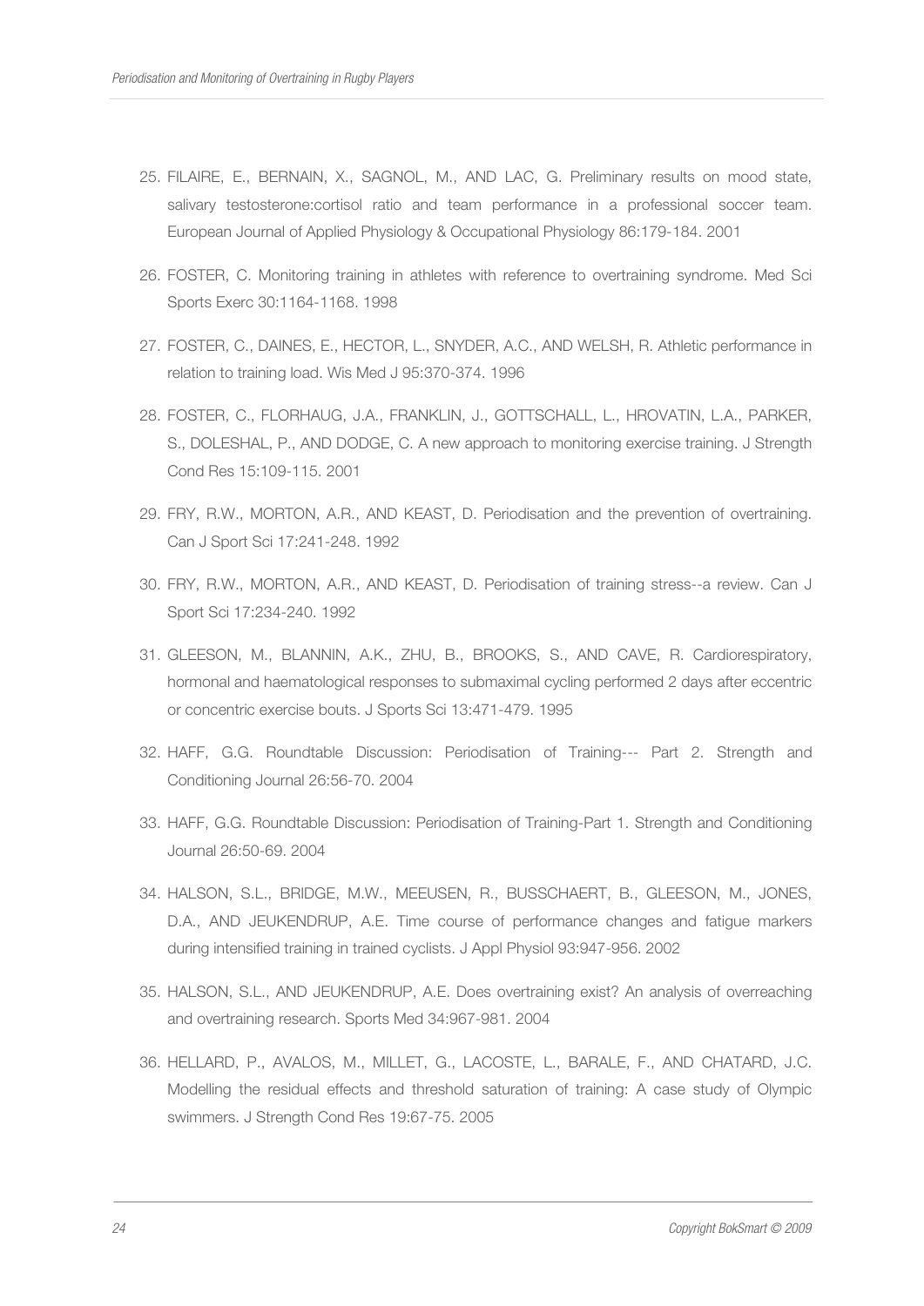25. FILAIRE, E., BERNAIN, X., SAGNOL, M., AND LAC, G. Preliminary results on mood state, salivary testosterone:cortisol ratio and team performance in a professional soccer team. European Journal of Applied Physiology & Occupational Physiology 86:179-184. 2001

26. FOSTER, C. Monitoring training in athletes with reference to overtraining syndrome. Med Sci Sports Exerc 30:1164-1168. 1998

27. FOSTER, C., DAINES, E., HECTOR, L., SNYDER, A.C., AND WELSH, R. Athletic performance in relation to training load. Wis Med J 95:370-374. 1996

28. FOSTER, C., FLORHAUG, J.A., FRANKLIN, J., GOTTSCHALL, L., HROVATIN, L.A., PARKER, S., DOLESHAL, P., AND DODGE, C. A new approach to monitoring exercise training. J Strength Cond Res 15:109-115. 2001

29. FRY, R.W., MORTON, A.R., AND KEAST, D. Periodisation and the prevention of overtraining. Can J Sport Sci 17:241-248. 1992

30. FRY, R.W., MORTON, A.R., AND KEAST, D. Periodisation of training stress--a review. Can J Sport Sci 17:234-240. 1992

31. GLEESON, M., BLANNIN, A.K., ZHU, B., BROOKS, S., AND CAVE, R. Cardiorespiratory, hormonal and haematological responses to submaximal cycling performed 2 days after eccentric or concentric exercise bouts. J Sports Sci 13:471-479. 1995

32. HAFF, G.G. Roundtable Discussion: Periodisation of Training--- Part 2. Strength and Conditioning Journal 26:56-70. 2004

33. HAFF, G.G. Roundtable Discussion: Periodisation of Training-Part 1. Strength and Conditioning Journal 26:50-69. 2004

34. HALSON, S.L., BRIDGE, M.W., MEEUSEN, R., BUSSCHAERT, B., GLEESON, M., JONES, D.A., AND JEUKENDRUP, A.E. Time course of performance changes and fatigue markers during intensified training in trained cyclists. J Appl Physiol 93:947-956. 2002

35. HALSON, S.L., AND JEUKENDRUP, A.E. Does overtraining exist? An analysis of overreaching and overtraining research. Sports Med 34:967-981. 2004

36. HELLARD, P., AVALOS, M., MILLET, G., LACOSTE, L., BARALE, F., AND CHATARD, J.C. Modelling the residual effects and threshold saturation of training: A case study of Olympic swimmers. J Strength Cond Res 19:67-75. 2005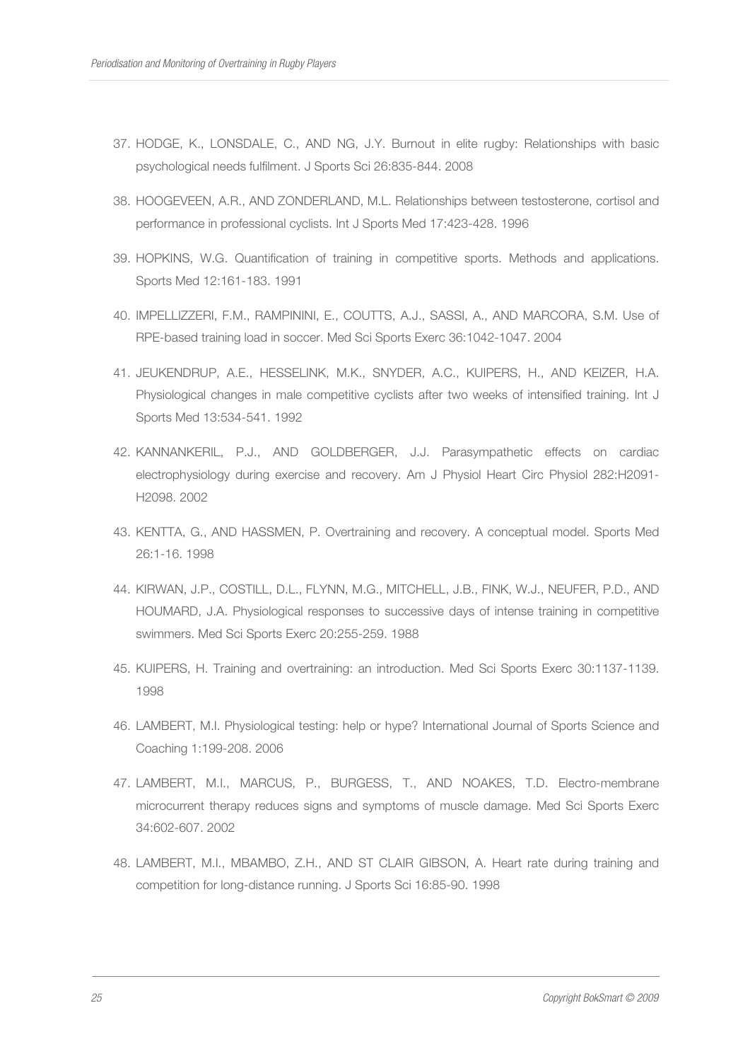37. HODGE, K., LONSDALE, C., AND NG, J.Y. Burnout in elite rugby: Relationships with basic psychological needs fulfilment. J Sports Sci 26:835-844. 2008

38. HOOGEVEEN, A.R., AND ZONDERLAND, M.L. Relationships between testosterone, cortisol and performance in professional cyclists. Int J Sports Med 17:423-428. 1996

39. HOPKINS, W.G. Quantification of training in competitive sports. Methods and applications. Sports Med 12:161-183. 1991

40. IMPELLIZZERI, F.M., RAMPININI, E., COUTTS, A.J., SASSI, A., AND MARCORA, S.M. Use of RPE-based training load in soccer. Med Sci Sports Exerc 36:1042-1047. 2004

41. JEUKENDRUP, A.E., HESSELINK, M.K., SNYDER, A.C., KUIPERS, H., AND KEIZER, H.A. Physiological changes in male competitive cyclists after two weeks of intensified training. Int J Sports Med 13:534-541. 1992

42. KANNANKERIL, P.J., AND GOLDBERGER, J.J. Parasympathetic effects on cardiac electrophysiology during exercise and recovery. Am J Physiol Heart Circ Physiol 282:H2091-H2098. 2002

43. KENTTA, G., AND HASSMEN, P. Overtraining and recovery. A conceptual model. Sports Med 26:1-16. 1998

44. KIRWAN, J.P., COSTILL, D.L., FLYNN, M.G., MITCHELL, J.B., FINK, W.J., NEUFER, P.D., AND HOUMARD, J.A. Physiological responses to successive days of intense training in competitive swimmers. Med Sci Sports Exerc 20:255-259. 1988

45. KUIPERS, H. Training and overtraining: an introduction. Med Sci Sports Exerc 30:1137-1139. 1998

46. LAMBERT, M.I. Physiological testing: help or hype? International Journal of Sports Science and Coaching 1:199-208. 2006

47. LAMBERT, M.I., MARCUS, P., BURGESS, T., AND NOAKES, T.D. Electro-membrane microcurrent therapy reduces signs and symptoms of muscle damage. Med Sci Sports Exerc 34:602-607. 2002

48. LAMBERT, M.I., MBAMBO, Z.H., AND ST CLAIR GIBSON, A. Heart rate during training and competition for long-distance running. J Sports Sci 16:85-90. 1998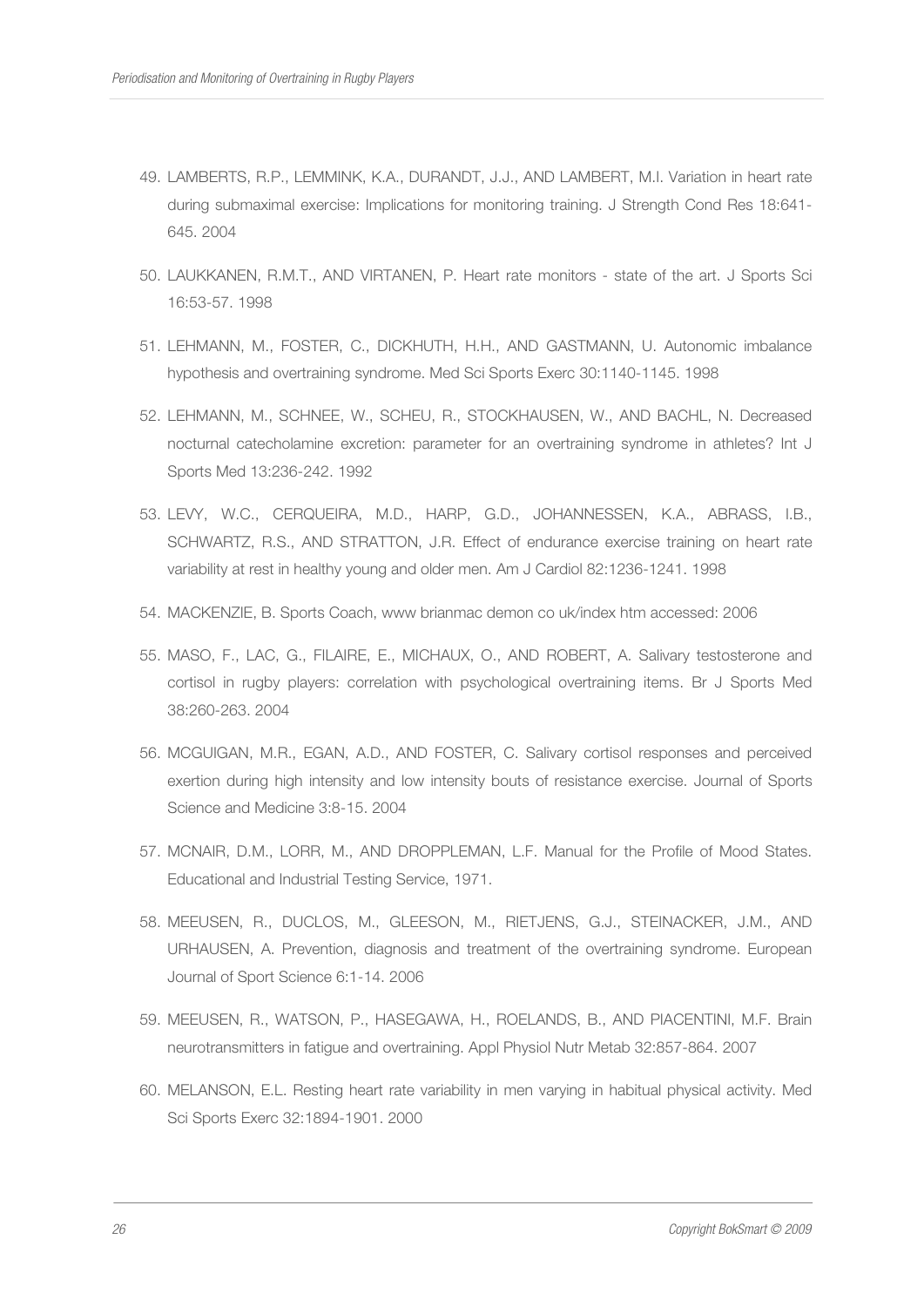49. LAMBERTS, R.P., LEMMINK, K.A., DURANDT, J.J., AND LAMBERT, M.I. Variation in heart rate during submaximal exercise: Implications for monitoring training. J Strength Cond Res 18:641-645. 2004

50. LAUKKANEN, R.M.T., AND VIRTANEN, P. Heart rate monitors - state of the art. J Sports Sci 16:53-57. 1998

51. LEHMANN, M., FOSTER, C., DICKHUTH, H.H., AND GASTMANN, U. Autonomic imbalance hypothesis and overtraining syndrome. Med Sci Sports Exerc 30:1140-1145. 1998

52. LEHMANN, M., SCHNEE, W., SCHEU, R., STOCKHAUSEN, W., AND BACHL, N. Decreased nocturnal catecholamine excretion: parameter for an overtraining syndrome in athletes? Int J Sports Med 13:236-242. 1992

53. LEVY, W.C., CERQUEIRA, M.D., HARP, G.D., JOHANNESSEN, K.A., ABRASS, I.B., SCHWARTZ, R.S., AND STRATTON, J.R. Effect of endurance exercise training on heart rate variability at rest in healthy young and older men. Am J Cardiol 82:1236-1241. 1998

54. MACKENZIE, B. Sports Coach, www brianmac demon co uk/index htm accessed: 2006

55. MASO, F., LAC, G., FILAIRE, E., MICHAUX, O., AND ROBERT, A. Salivary testosterone and cortisol in rugby players: correlation with psychological overtraining items. Br J Sports Med 38:260-263. 2004

56. MCGUIGAN, M.R., EGAN, A.D., AND FOSTER, C. Salivary cortisol responses and perceived exertion during high intensity and low intensity bouts of resistance exercise. Journal of Sports Science and Medicine 3:8-15. 2004

57. MCNAIR, D.M., LORR, M., AND DROPPLEMAN, L.F. Manual for the Profile of Mood States. Educational and Industrial Testing Service, 1971.

58. MEEUSEN, R., DUCLOS, M., GLEESON, M., RIETJENS, G.J., STEINACKER, J.M., AND URHAUSEN, A. Prevention, diagnosis and treatment of the overtraining syndrome. European Journal of Sport Science 6:1-14. 2006

59. MEEUSEN, R., WATSON, P., HASEGAWA, H., ROELANDS, B., AND PIACENTINI, M.F. Brain neurotransmitters in fatigue and overtraining. Appl Physiol Nutr Metab 32:857-864. 2007

60. MELANSON, E.L. Resting heart rate variability in men varying in habitual physical activity. Med Sci Sports Exerc 32:1894-1901. 2000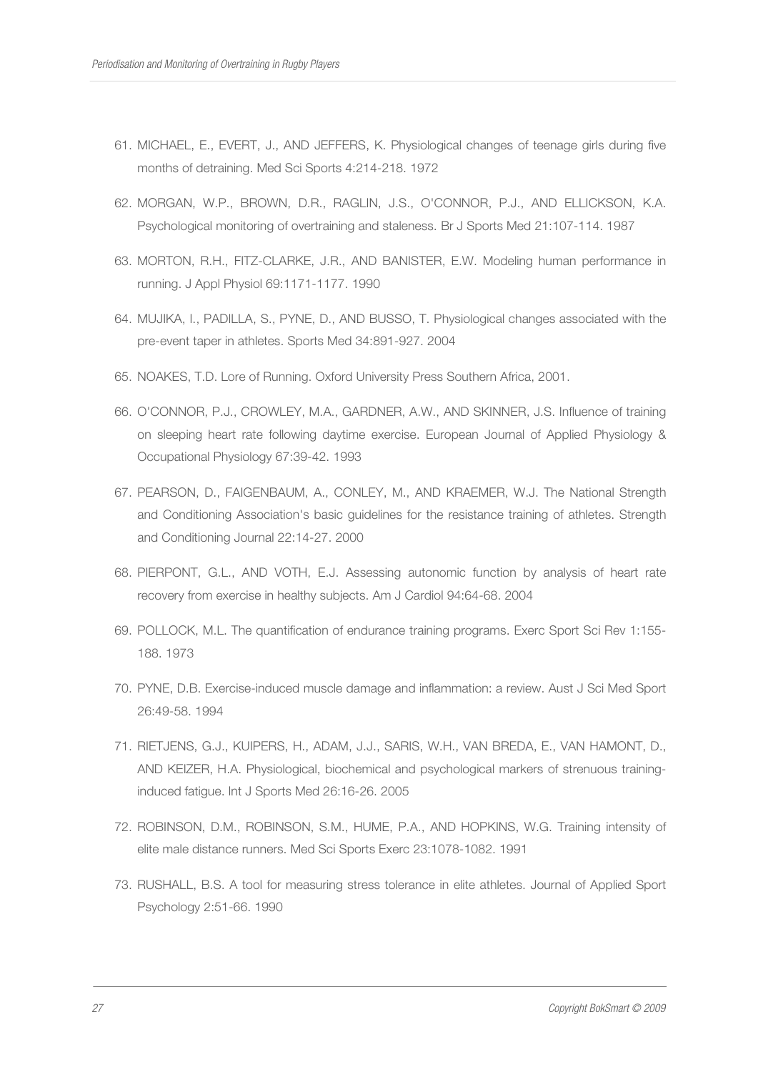61. MICHAEL, E., EVERT, J., AND JEFFERS, K. Physiological changes of teenage girls during five months of detraining. Med Sci Sports 4:214-218. 1972

62. MORGAN, W.P., BROWN, D.R., RAGLIN, J.S., O'CONNOR, P.J., AND ELLICKSON, K.A. Psychological monitoring of overtraining and staleness. Br J Sports Med 21:107-114. 1987

63. MORTON, R.H., FITZ-CLARKE, J.R., AND BANISTER, E.W. Modeling human performance in running. J Appl Physiol 69:1171-1177. 1990

64. MUJIKA, I., PADILLA, S., PYNE, D., AND BUSSO, T. Physiological changes associated with the pre-event taper in athletes. Sports Med 34:891-927. 2004

65. NOAKES, T.D. Lore of Running. Oxford University Press Southern Africa, 2001.

66. O'CONNOR, P.J., CROWLEY, M.A., GARDNER, A.W., AND SKINNER, J.S. Influence of training on sleeping heart rate following daytime exercise. European Journal of Applied Physiology & Occupational Physiology 67:39-42. 1993

67. PEARSON, D., FAIGENBAUM, A., CONLEY, M., AND KRAEMER, W.J. The National Strength and Conditioning Association's basic guidelines for the resistance training of athletes. Strength and Conditioning Journal 22:14-27. 2000

68. PIERPONT, G.L., AND VOTH, E.J. Assessing autonomic function by analysis of heart rate recovery from exercise in healthy subjects. Am J Cardiol 94:64-68. 2004

69. POLLOCK, M.L. The quantification of endurance training programs. Exerc Sport Sci Rev 1:155-188. 1973

70. PYNE, D.B. Exercise-induced muscle damage and inflammation: a review. Aust J Sci Med Sport 26:49-58. 1994

71. RIETJENS, G.J., KUIPERS, H., ADAM, J.J., SARIS, W.H., VAN BREDA, E., VAN HAMONT, D., AND KEIZER, H.A. Physiological, biochemical and psychological markers of strenuous training-induced fatigue. Int J Sports Med 26:16-26. 2005

72. ROBINSON, D.M., ROBINSON, S.M., HUME, P.A., AND HOPKINS, W.G. Training intensity of elite male distance runners. Med Sci Sports Exerc 23:1078-1082. 1991

73. RUSHALL, B.S. A tool for measuring stress tolerance in elite athletes. Journal of Applied Sport Psychology 2:51-66. 1990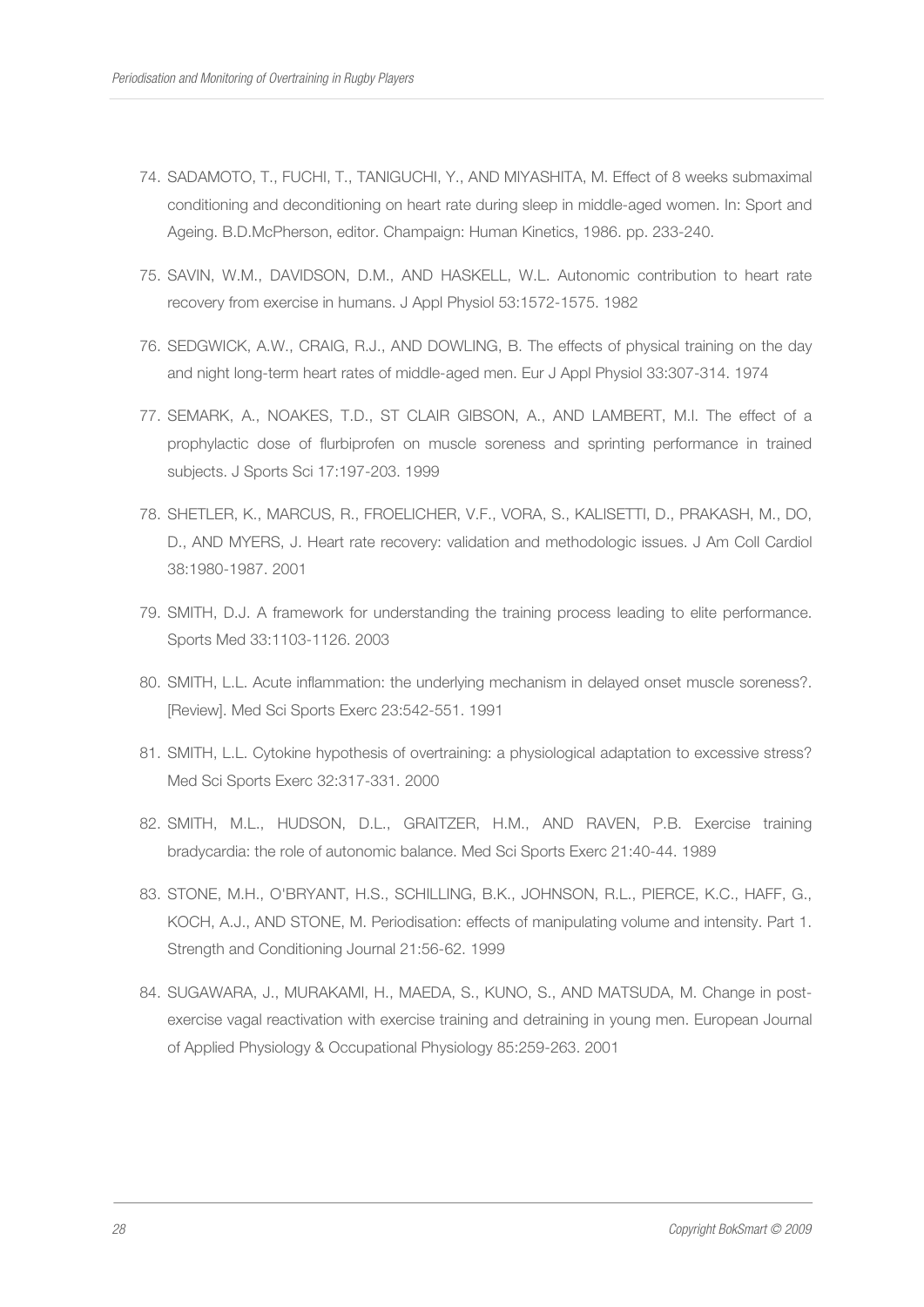74. SADAMOTO, T., FUCHI, T., TANIGUCHI, Y., AND MIYASHITA, M. Effect of 8 weeks submaximal conditioning and deconditioning on heart rate during sleep in middle-aged women. In: Sport and Ageing. B.D.McPherson, editor. Champaign: Human Kinetics, 1986. pp. 233-240.

75. SAVIN, W.M., DAVIDSON, D.M., AND HASKELL, W.L. Autonomic contribution to heart rate recovery from exercise in humans. J Appl Physiol 53:1572-1575. 1982

76. SEDGWICK, A.W., CRAIG, R.J., AND DOWLING, B. The effects of physical training on the day and night long-term heart rates of middle-aged men. Eur J Appl Physiol 33:307-314. 1974

77. SEMARK, A., NOAKES, T.D., ST CLAIR GIBSON, A., AND LAMBERT, M.I. The effect of a prophylactic dose of flurbiprofen on muscle soreness and sprinting performance in trained subjects. J Sports Sci 17:197-203. 1999

78. SHETLER, K., MARCUS, R., FROELICHER, V.F., VORA, S., KALISETTI, D., PRAKASH, M., DO, D., AND MYERS, J. Heart rate recovery: validation and methodologic issues. J Am Coll Cardiol 38:1980-1987. 2001

79. SMITH, D.J. A framework for understanding the training process leading to elite performance. Sports Med 33:1103-1126. 2003

80. SMITH, L.L. Acute inflammation: the underlying mechanism in delayed onset muscle soreness?. [Review]. Med Sci Sports Exerc 23:542-551. 1991

81. SMITH, L.L. Cytokine hypothesis of overtraining: a physiological adaptation to excessive stress? Med Sci Sports Exerc 32:317-331. 2000

82. SMITH, M.L., HUDSON, D.L., GRAITZER, H.M., AND RAVEN, P.B. Exercise training bradycardia: the role of autonomic balance. Med Sci Sports Exerc 21:40-44. 1989

83. STONE, M.H., O'BRYANT, H.S., SCHILLING, B.K., JOHNSON, R.L., PIERCE, K.C., HAFF, G., KOCH, A.J., AND STONE, M. Periodisation: effects of manipulating volume and intensity. Part 1. Strength and Conditioning Journal 21:56-62. 1999

84. SUGAWARA, J., MURAKAMI, H., MAEDA, S., KUNO, S., AND MATSUDA, M. Change in post-exercise vagal reactivation with exercise training and detraining in young men. European Journal of Applied Physiology & Occupational Physiology 85:259-263. 2001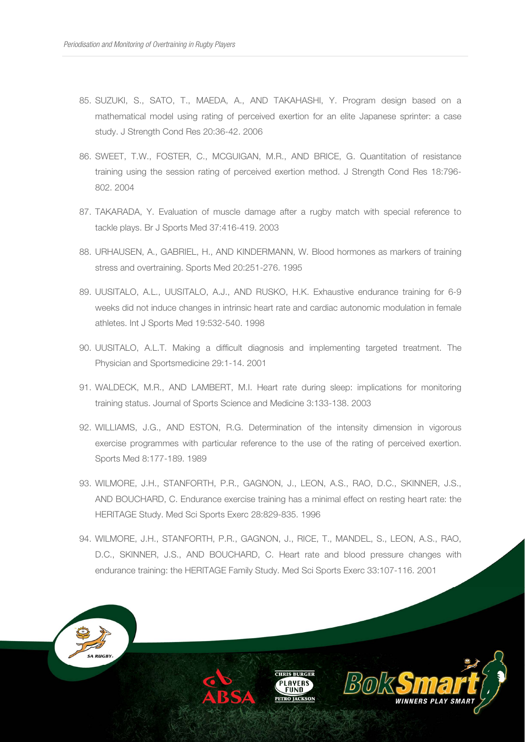85. SUZUKI, S., SATO, T., MAEDA, A., AND TAKAHASHI, Y. Program design based on a mathematical model using rating of perceived exertion for an elite Japanese sprinter: a case study. J Strength Cond Res 20:36-42. 2006

86. SWEET, T.W., FOSTER, C., MCGUIGAN, M.R., AND BRICE, G. Quantitation of resistance training using the session rating of perceived exertion method. J Strength Cond Res 18:796-802. 2004

87. TAKARADA, Y. Evaluation of muscle damage after a rugby match with special reference to tackle plays. Br J Sports Med 37:416-419. 2003

88. URHAUSEN, A., GABRIEL, H., AND KINDERMANN, W. Blood hormones as markers of training stress and overtraining. Sports Med 20:251-276. 1995

89. UUSITALO, A.L., UUSITALO, A.J., AND RUSKO, H.K. Exhaustive endurance training for 6-9 weeks did not induce changes in intrinsic heart rate and cardiac autonomic modulation in female athletes. Int J Sports Med 19:532-540. 1998

90. UUSITALO, A.L.T. Making a difficult diagnosis and implementing targeted treatment. The Physician and Sportsmedicine 29:1-14. 2001

91. WALDECK, M.R., AND LAMBERT, M.I. Heart rate during sleep: implications for monitoring training status. Journal of Sports Science and Medicine 3:133-138. 2003

92. WILLIAMS, J.G., AND ESTON, R.G. Determination of the intensity dimension in vigorous exercise programmes with particular reference to the use of the rating of perceived exertion. Sports Med 8:177-189. 1989

93. WILMORE, J.H., STANFORTH, P.R., GAGNON, J., LEON, A.S., RAO, D.C., SKINNER, J.S., AND BOUCHARD, C. Endurance exercise training has a minimal effect on resting heart rate: the HERITAGE Study. Med Sci Sports Exerc 28:829-835. 1996

94. WILMORE, J.H., STANFORTH, P.R., GAGNON, J., RICE, T., MANDEL, S., LEON, A.S., RAO, D.C., SKINNER, J.S., AND BOUCHARD, C. Heart rate and blood pressure changes with endurance training: the HERITAGE Family Study. Med Sci Sports Exerc 33:107-116. 2001